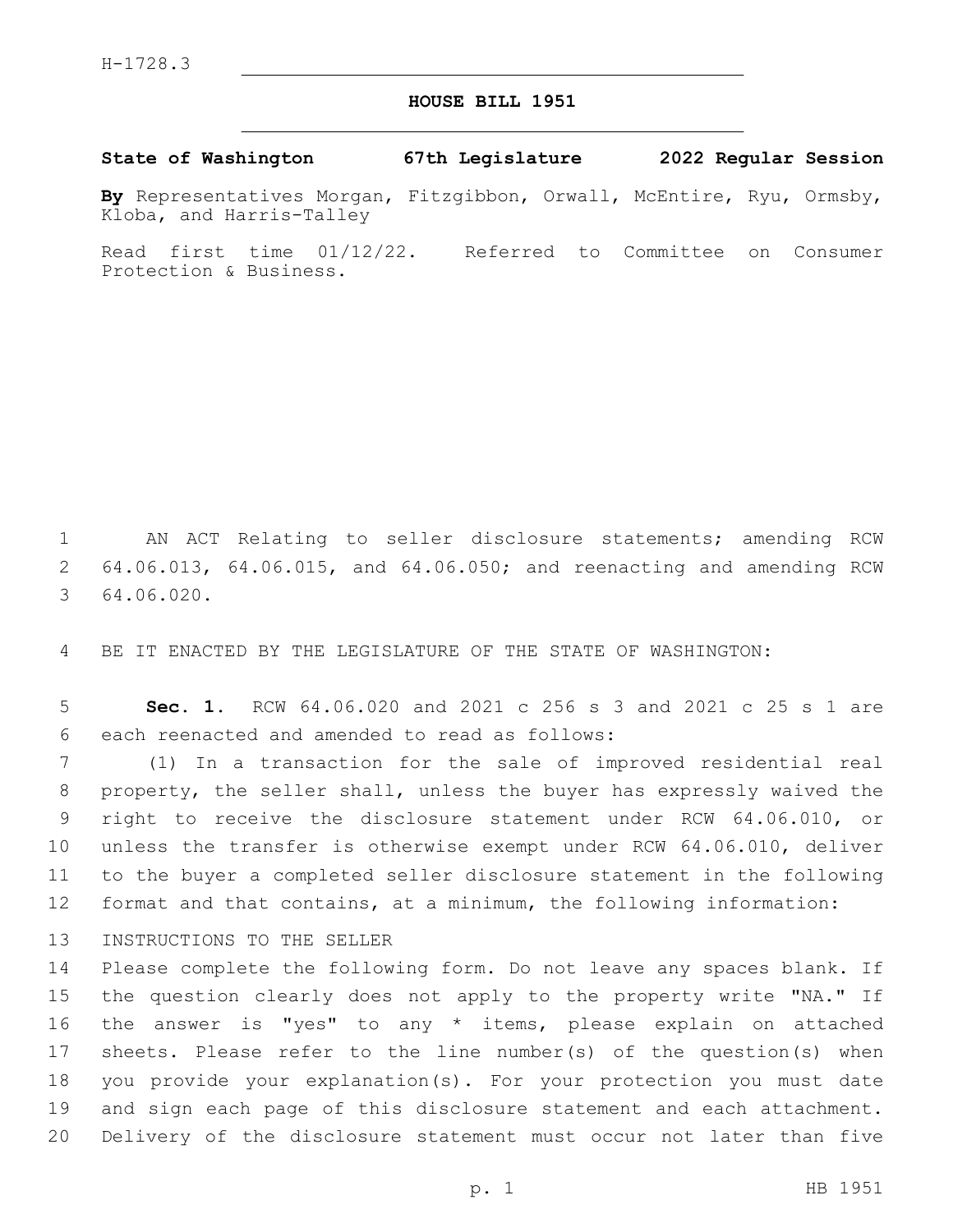H-1728.3

# HOUSE BILL 1951

**State of Washington 67th Legislature 2022 Regular Session**

**By** Representatives Morgan, Fitzgibbon, Orwall, McEntire, Ryu, Ormsby, Kloba, and Harris-Talley

Read first time 01/12/22. Referred to Committee on Consumer Protection & Business.

AN ACT Relating to seller disclosure statements; amending RCW 64.06.013, 64.06.015, and 64.06.050; and reenacting and amending RCW 64.06.020.

BE IT ENACTED BY THE LEGISLATURE OF THE STATE OF WASHINGTON:

**Sec. 1.** RCW 64.06.020 and 2021 c 256 s 3 and 2021 c 25 s 1 are each reenacted and amended to read as follows:

(1) In a transaction for the sale of improved residential real property, the seller shall, unless the buyer has expressly waived the right to receive the disclosure statement under RCW 64.06.010, or unless the transfer is otherwise exempt under RCW 64.06.010, deliver to the buyer a completed seller disclosure statement in the following format and that contains, at a minimum, the following information:

INSTRUCTIONS TO THE SELLER

Please complete the following form. Do not leave any spaces blank. If the question clearly does not apply to the property write "NA." If the answer is "yes" to any * items, please explain on attached sheets. Please refer to the line number(s) of the question(s) when you provide your explanation(s). For your protection you must date and sign each page of this disclosure statement and each attachment. Delivery of the disclosure statement must occur not later than five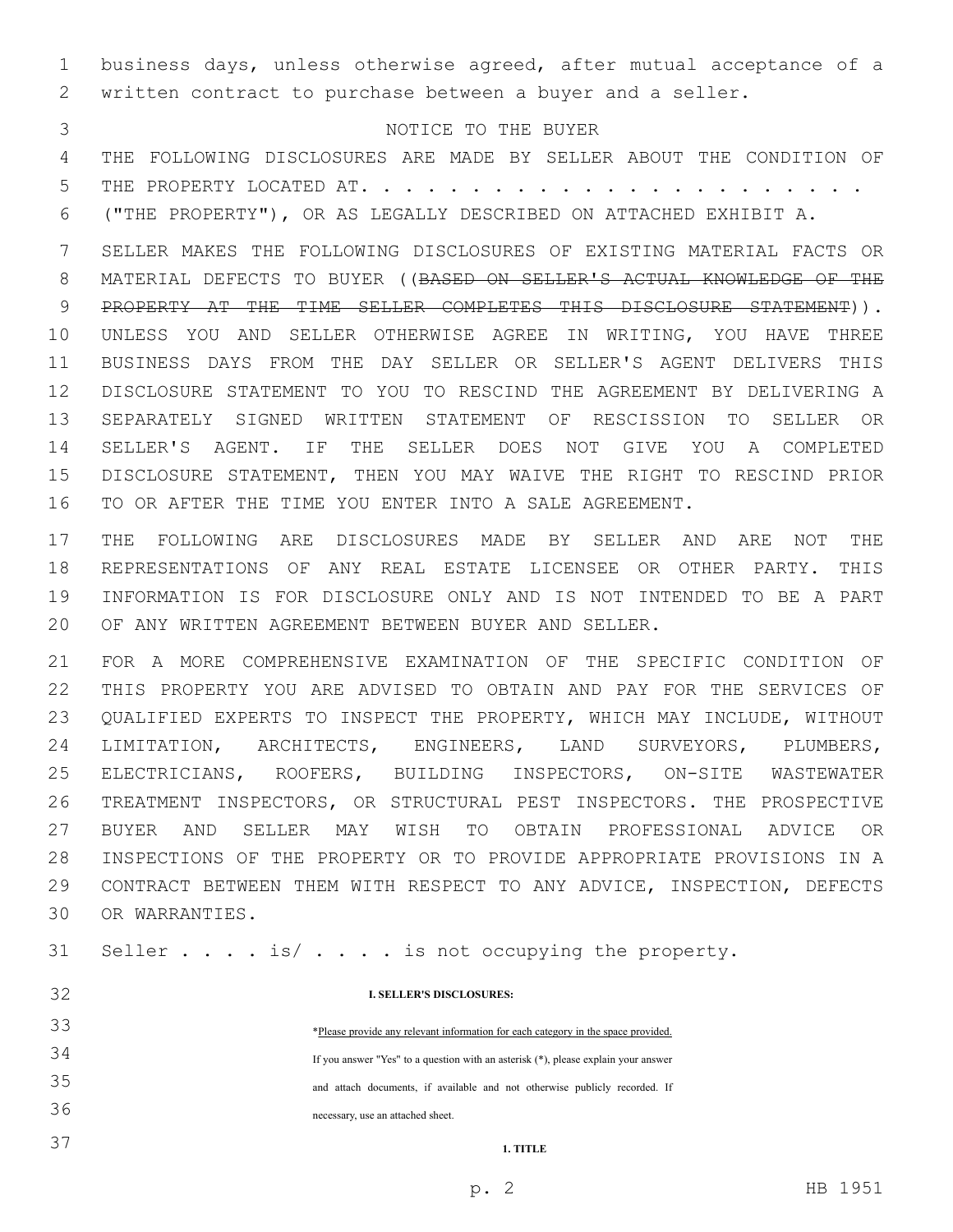business days, unless otherwise agreed, after mutual acceptance of a written contract to purchase between a buyer and a seller.

NOTICE TO THE BUYER

THE FOLLOWING DISCLOSURES ARE MADE BY SELLER ABOUT THE CONDITION OF THE PROPERTY LOCATED AT. . . . . . . . . . . . . . . . . . . . . . . ("THE PROPERTY"), OR AS LEGALLY DESCRIBED ON ATTACHED EXHIBIT A.

SELLER MAKES THE FOLLOWING DISCLOSURES OF EXISTING MATERIAL FACTS OR MATERIAL DEFECTS TO BUYER ((~~BASED ON SELLER'S ACTUAL KNOWLEDGE OF THE PROPERTY AT THE TIME SELLER COMPLETES THIS DISCLOSURE STATEMENT~~)). UNLESS YOU AND SELLER OTHERWISE AGREE IN WRITING, YOU HAVE THREE BUSINESS DAYS FROM THE DAY SELLER OR SELLER'S AGENT DELIVERS THIS DISCLOSURE STATEMENT TO YOU TO RESCIND THE AGREEMENT BY DELIVERING A SEPARATELY SIGNED WRITTEN STATEMENT OF RESCISSION TO SELLER OR SELLER'S AGENT. IF THE SELLER DOES NOT GIVE YOU A COMPLETED DISCLOSURE STATEMENT, THEN YOU MAY WAIVE THE RIGHT TO RESCIND PRIOR TO OR AFTER THE TIME YOU ENTER INTO A SALE AGREEMENT.

THE FOLLOWING ARE DISCLOSURES MADE BY SELLER AND ARE NOT THE REPRESENTATIONS OF ANY REAL ESTATE LICENSEE OR OTHER PARTY. THIS INFORMATION IS FOR DISCLOSURE ONLY AND IS NOT INTENDED TO BE A PART OF ANY WRITTEN AGREEMENT BETWEEN BUYER AND SELLER.

FOR A MORE COMPREHENSIVE EXAMINATION OF THE SPECIFIC CONDITION OF THIS PROPERTY YOU ARE ADVISED TO OBTAIN AND PAY FOR THE SERVICES OF QUALIFIED EXPERTS TO INSPECT THE PROPERTY, WHICH MAY INCLUDE, WITHOUT LIMITATION, ARCHITECTS, ENGINEERS, LAND SURVEYORS, PLUMBERS, ELECTRICIANS, ROOFERS, BUILDING INSPECTORS, ON-SITE WASTEWATER TREATMENT INSPECTORS, OR STRUCTURAL PEST INSPECTORS. THE PROSPECTIVE BUYER AND SELLER MAY WISH TO OBTAIN PROFESSIONAL ADVICE OR INSPECTIONS OF THE PROPERTY OR TO PROVIDE APPROPRIATE PROVISIONS IN A CONTRACT BETWEEN THEM WITH RESPECT TO ANY ADVICE, INSPECTION, DEFECTS OR WARRANTIES.

Seller . . . . is/ . . . . is not occupying the property.

**I. SELLER'S DISCLOSURES:**

*Please provide any relevant information for each category in the space provided.

If you answer "Yes" to a question with an asterisk (*), please explain your answer and attach documents, if available and not otherwise publicly recorded. If necessary, use an attached sheet.

**1. TITLE**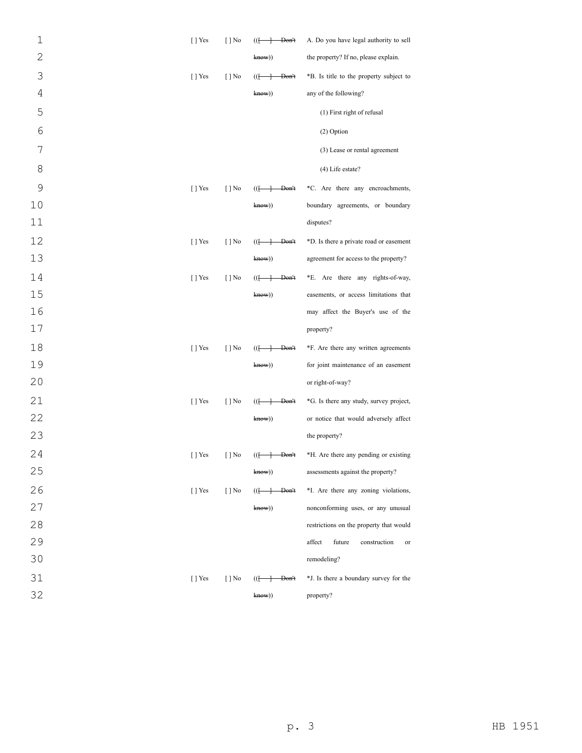| | | | |
|---|---|---|---|
| [ ] Yes | [ ] No | (([ ] ~~Don't know~~)) | A. Do you have legal authority to sell the property? If no, please explain. |
| [ ] Yes | [ ] No | (([ ] ~~Don't know~~)) | *B. Is title to the property subject to any of the following?<br>(1) First right of refusal<br>(2) Option<br>(3) Lease or rental agreement<br>(4) Life estate? |
| [ ] Yes | [ ] No | (([ ] ~~Don't know~~)) | *C. Are there any encroachments, boundary agreements, or boundary disputes? |
| [ ] Yes | [ ] No | (([ ] ~~Don't know~~)) | *D. Is there a private road or easement agreement for access to the property? |
| [ ] Yes | [ ] No | (([ ] ~~Don't know~~)) | *E. Are there any rights-of-way, easements, or access limitations that may affect the Buyer's use of the property? |
| [ ] Yes | [ ] No | (([ ] ~~Don't know~~)) | *F. Are there any written agreements for joint maintenance of an easement or right-of-way? |
| [ ] Yes | [ ] No | (([ ] ~~Don't know~~)) | *G. Is there any study, survey project, or notice that would adversely affect the property? |
| [ ] Yes | [ ] No | (([ ] ~~Don't know~~)) | *H. Are there any pending or existing assessments against the property? |
| [ ] Yes | [ ] No | (([ ] ~~Don't know~~)) | *I. Are there any zoning violations, nonconforming uses, or any unusual restrictions on the property that would affect future construction or remodeling? |
| [ ] Yes | [ ] No | (([ ] ~~Don't know~~)) | *J. Is there a boundary survey for the property? |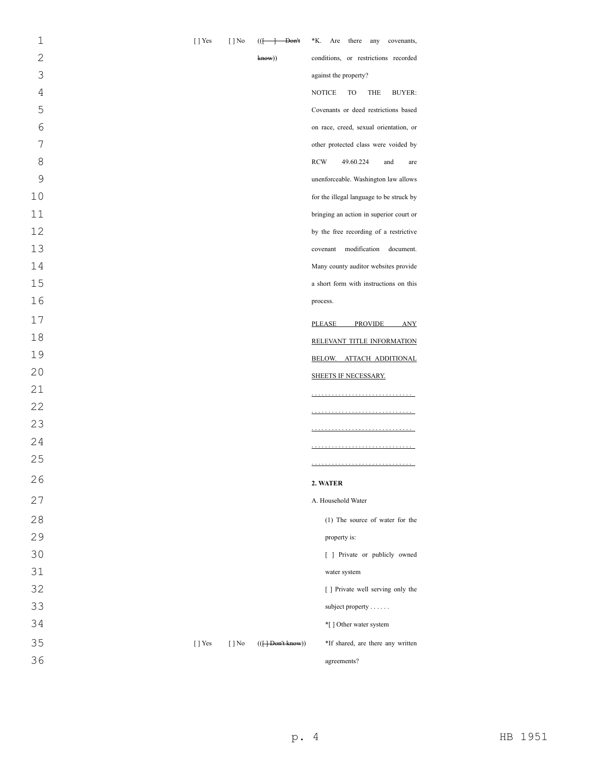[ ] Yes [ ] No (([ ] Don't know)) *K. Are there any covenants, conditions, or restrictions recorded against the property?

NOTICE TO THE BUYER: Covenants or deed restrictions based on race, creed, sexual orientation, or other protected class were voided by RCW 49.60.224 and are unenforceable. Washington law allows for the illegal language to be struck by bringing an action in superior court or by the free recording of a restrictive covenant modification document. Many county auditor websites provide a short form with instructions on this process.

PLEASE PROVIDE ANY RELEVANT TITLE INFORMATION BELOW. ATTACH ADDITIONAL SHEETS IF NECESSARY.

. . . . . . . . . . . . . . . . . . . . . . . . . . . . .

. . . . . . . . . . . . . . . . . . . . . . . . . . . . .

. . . . . . . . . . . . . . . . . . . . . . . . . . . . .

. . . . . . . . . . . . . . . . . . . . . . . . . . . . .

. . . . . . . . . . . . . . . . . . . . . . . . . . . . .

**2. WATER**

A. Household Water

(1) The source of water for the property is:

[ ] Private or publicly owned water system

[ ] Private well serving only the subject property . . . . . .

*[ ] Other water system

[ ] Yes [ ] No (([ ] Don't know)) *If shared, are there any written agreements?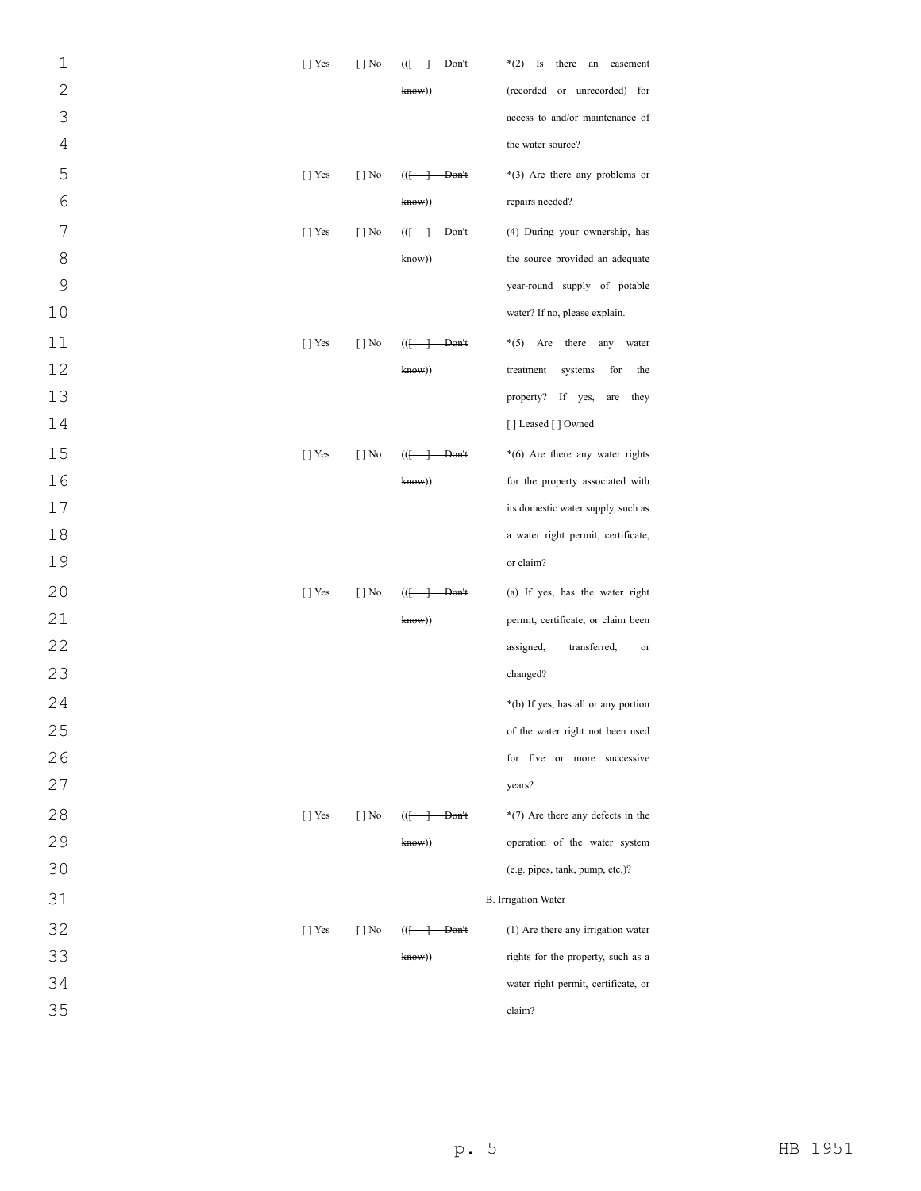| | | | |
|---|---|---|---|
| [ ] Yes | [ ] No | (([ ] Don't know)) | *(2) Is there an easement (recorded or unrecorded) for access to and/or maintenance of the water source? |
| [ ] Yes | [ ] No | (([ ] Don't know)) | *(3) Are there any problems or repairs needed? |
| [ ] Yes | [ ] No | (([ ] Don't know)) | (4) During your ownership, has the source provided an adequate year-round supply of potable water? If no, please explain. |
| [ ] Yes | [ ] No | (([ ] Don't know)) | *(5) Are there any water treatment systems for the property? If yes, are they [ ] Leased [ ] Owned |
| [ ] Yes | [ ] No | (([ ] Don't know)) | *(6) Are there any water rights for the property associated with its domestic water supply, such as a water right permit, certificate, or claim? |
| [ ] Yes | [ ] No | (([ ] Don't know)) | (a) If yes, has the water right permit, certificate, or claim been assigned, transferred, or changed? |
| | | | *(b) If yes, has all or any portion of the water right not been used for five or more successive years? |
| [ ] Yes | [ ] No | (([ ] Don't know)) | *(7) Are there any defects in the operation of the water system (e.g. pipes, tank, pump, etc.)? |
| | | | B. Irrigation Water |
| [ ] Yes | [ ] No | (([ ] Don't know)) | (1) Are there any irrigation water rights for the property, such as a water right permit, certificate, or claim? |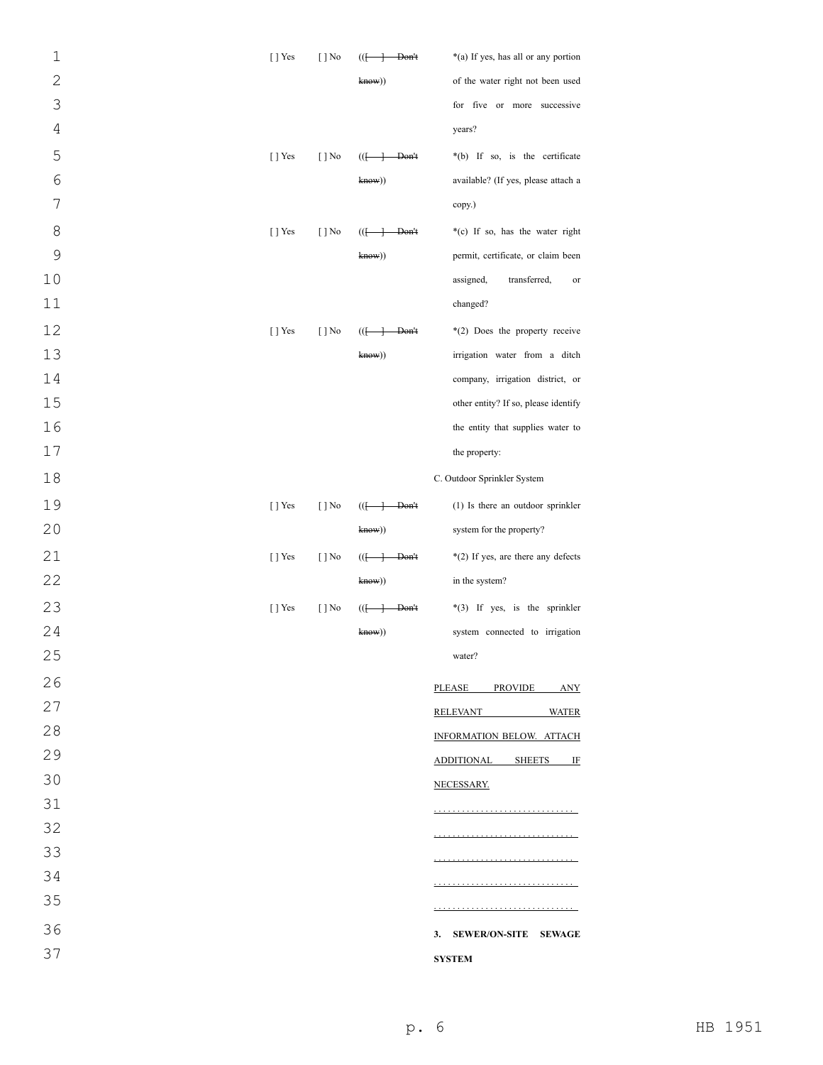| | | | |
|---|---|---|---|
| [ ] Yes | [ ] No | (([ ] Don't know)) | *(a) If yes, has all or any portion of the water right not been used for five or more successive years? |
| [ ] Yes | [ ] No | (([ ] Don't know)) | *(b) If so, is the certificate available? (If yes, please attach a copy.) |
| [ ] Yes | [ ] No | (([ ] Don't know)) | *(c) If so, has the water right permit, certificate, or claim been assigned, transferred, or changed? |
| [ ] Yes | [ ] No | (([ ] Don't know)) | *(2) Does the property receive irrigation water from a ditch company, irrigation district, or other entity? If so, please identify the entity that supplies water to the property: |
| | | | C. Outdoor Sprinkler System |
| [ ] Yes | [ ] No | (([ ] Don't know)) | (1) Is there an outdoor sprinkler system for the property? |
| [ ] Yes | [ ] No | (([ ] Don't know)) | *(2) If yes, are there any defects in the system? |
| [ ] Yes | [ ] No | (([ ] Don't know)) | *(3) If yes, is the sprinkler system connected to irrigation water? |
| | | | PLEASE PROVIDE ANY RELEVANT WATER INFORMATION BELOW. ATTACH ADDITIONAL SHEETS IF NECESSARY. |
| | | | . . . . . . . . . . . . . . . . . . . . . . . . . . . . . |
| | | | . . . . . . . . . . . . . . . . . . . . . . . . . . . . . |
| | | | . . . . . . . . . . . . . . . . . . . . . . . . . . . . . |
| | | | . . . . . . . . . . . . . . . . . . . . . . . . . . . . . |
| | | | . . . . . . . . . . . . . . . . . . . . . . . . . . . . . |
| | | | **3. SEWER/ON-SITE SEWAGE SYSTEM** |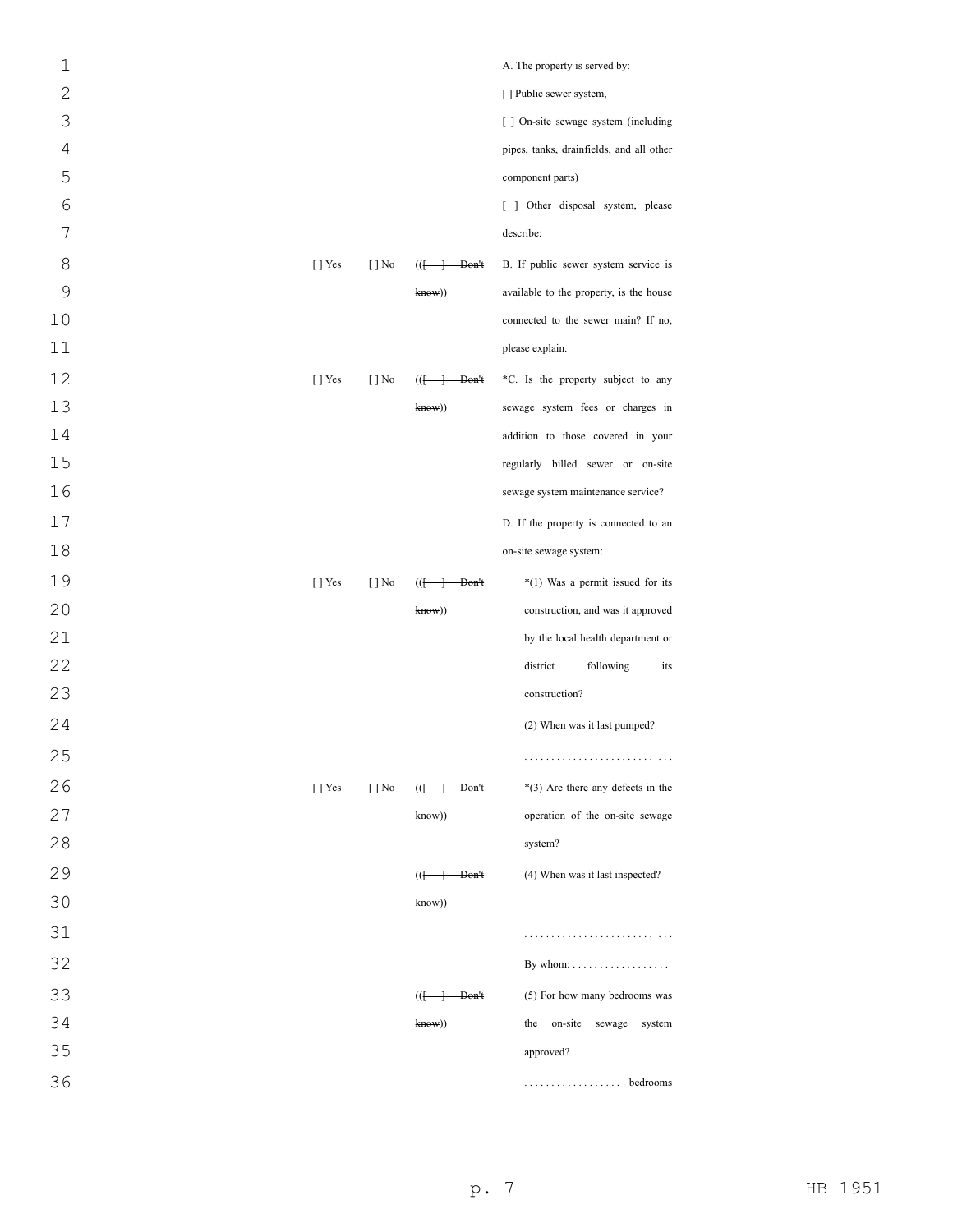| | | | |
|---|---|---|---|
| | | | A. The property is served by: |
| | | | [ ] Public sewer system, |
| | | | [ ] On-site sewage system (including pipes, tanks, drainfields, and all other component parts) |
| | | | [ ] Other disposal system, please describe: |
| [ ] Yes | [ ] No | (([ ] Don't know)) | B. If public sewer system service is available to the property, is the house connected to the sewer main? If no, please explain. |
| [ ] Yes | [ ] No | (([ ] Don't know)) | *C. Is the property subject to any sewage system fees or charges in addition to those covered in your regularly billed sewer or on-site sewage system maintenance service? |
| | | | D. If the property is connected to an on-site sewage system: |
| [ ] Yes | [ ] No | (([ ] Don't know)) | *(1) Was a permit issued for its construction, and was it approved by the local health department or district following its construction? |
| | | | (2) When was it last pumped? |
| | | | . . . . . . . . . . . . . . . . . . . . . . . . . . . |
| [ ] Yes | [ ] No | (([ ] Don't know)) | *(3) Are there any defects in the operation of the on-site sewage system? |
| | | (([ ] Don't know)) | (4) When was it last inspected? |
| | | | . . . . . . . . . . . . . . . . . . . . . . . . . . . |
| | | | By whom: . . . . . . . . . . . . . . . . . . |
| | | (([ ] Don't know)) | (5) For how many bedrooms was the on-site sewage system approved? |
| | | | . . . . . . . . . . . . . . . . . . bedrooms |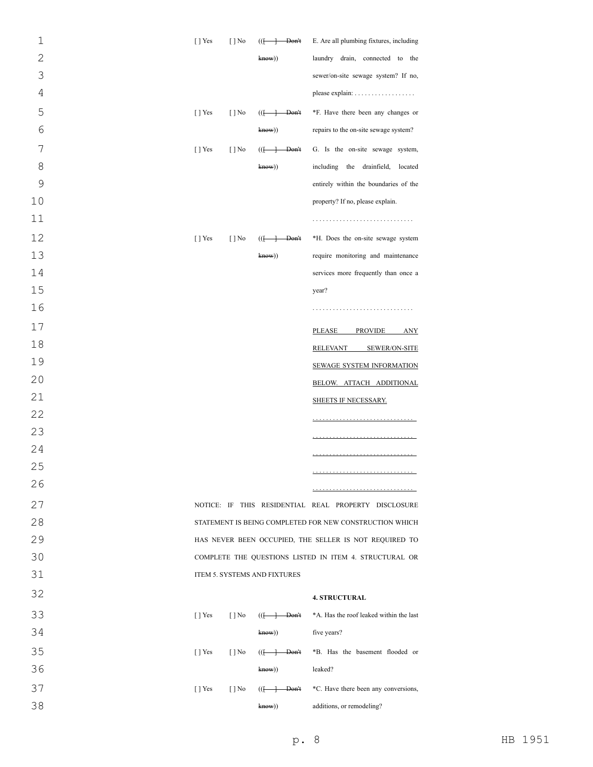| | | | |
|---|---|---|---|
| [ ] Yes | [ ] No | (([ ] Don't know)) | E. Are all plumbing fixtures, including laundry drain, connected to the sewer/on-site sewage system? If no, please explain: . . . . . . . . . . . . . . . . . . |
| [ ] Yes | [ ] No | (([ ] Don't know)) | *F. Have there been any changes or repairs to the on-site sewage system? |
| [ ] Yes | [ ] No | (([ ] Don't know)) | G. Is the on-site sewage system, including the drainfield, located entirely within the boundaries of the property? If no, please explain. . . . . . . . . . . . . . . . . . . . . . . . . . . . . . |
| [ ] Yes | [ ] No | (([ ] Don't know)) | *H. Does the on-site sewage system require monitoring and maintenance services more frequently than once a year? . . . . . . . . . . . . . . . . . . . . . . . . . . . . . |
| | | | PLEASE PROVIDE ANY RELEVANT SEWER/ON-SITE SEWAGE SYSTEM INFORMATION BELOW. ATTACH ADDITIONAL SHEETS IF NECESSARY. |
| | | | . . . . . . . . . . . . . . . . . . . . . . . . . . . . . |
| | | | . . . . . . . . . . . . . . . . . . . . . . . . . . . . . |
| | | | . . . . . . . . . . . . . . . . . . . . . . . . . . . . . |
| | | | . . . . . . . . . . . . . . . . . . . . . . . . . . . . . |
| | | | . . . . . . . . . . . . . . . . . . . . . . . . . . . . . |

NOTICE: IF THIS RESIDENTIAL REAL PROPERTY DISCLOSURE STATEMENT IS BEING COMPLETED FOR NEW CONSTRUCTION WHICH HAS NEVER BEEN OCCUPIED, THE SELLER IS NOT REQUIRED TO COMPLETE THE QUESTIONS LISTED IN ITEM 4. STRUCTURAL OR ITEM 5. SYSTEMS AND FIXTURES

| | | | |
|---|---|---|---|
| | | | **4. STRUCTURAL** |
| [ ] Yes | [ ] No | (([ ] Don't know)) | *A. Has the roof leaked within the last five years? |
| [ ] Yes | [ ] No | (([ ] Don't know)) | *B. Has the basement flooded or leaked? |
| [ ] Yes | [ ] No | (([ ] Don't know)) | *C. Have there been any conversions, additions, or remodeling? |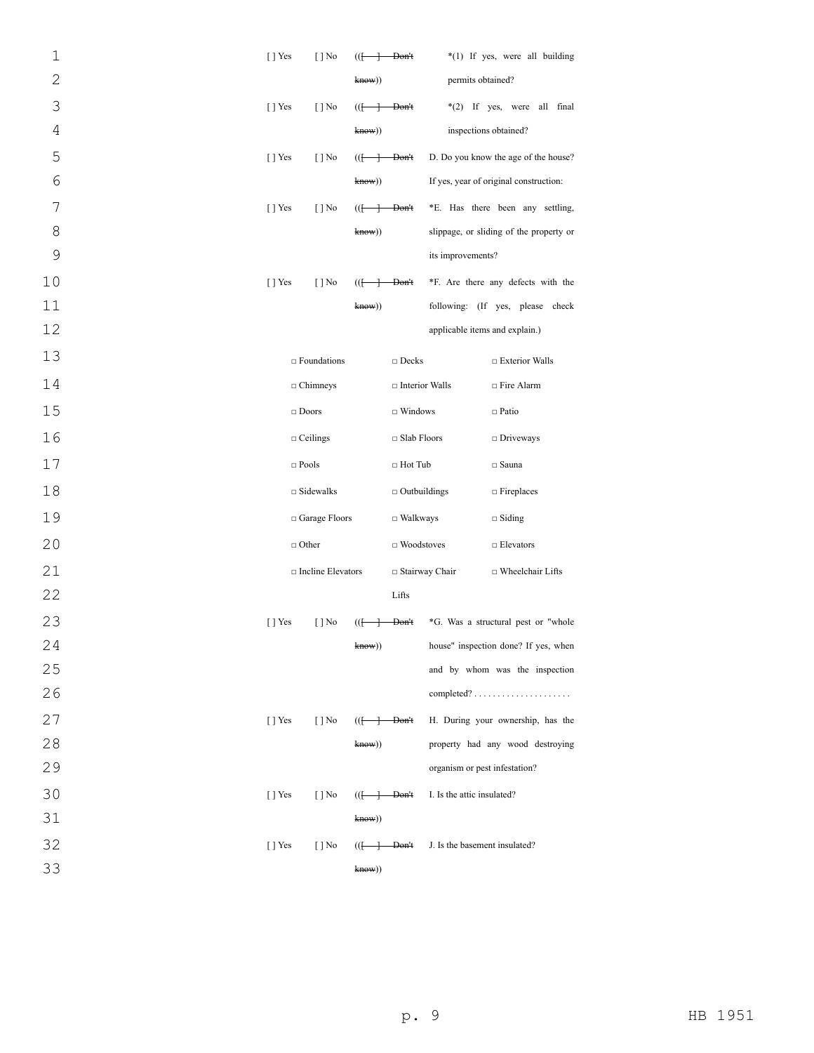| | | | |
|---|---|---|---|
| [ ] Yes | [ ] No | (([ ] Don't know)) | *(1) If yes, were all building permits obtained? |
| [ ] Yes | [ ] No | (([ ] Don't know)) | *(2) If yes, were all final inspections obtained? |
| [ ] Yes | [ ] No | (([ ] Don't know)) | D. Do you know the age of the house? If yes, year of original construction: |
| [ ] Yes | [ ] No | (([ ] Don't know)) | *E. Has there been any settling, slippage, or sliding of the property or its improvements? |
| [ ] Yes | [ ] No | (([ ] Don't know)) | *F. Are there any defects with the following: (If yes, please check applicable items and explain.) |

| | | |
|---|---|---|
| □ Foundations | □ Decks | □ Exterior Walls |
| □ Chimneys | □ Interior Walls | □ Fire Alarm |
| □ Doors | □ Windows | □ Patio |
| □ Ceilings | □ Slab Floors | □ Driveways |
| □ Pools | □ Hot Tub | □ Sauna |
| □ Sidewalks | □ Outbuildings | □ Fireplaces |
| □ Garage Floors | □ Walkways | □ Siding |
| □ Other | □ Woodstoves | □ Elevators |
| □ Incline Elevators | □ Stairway Chair Lifts | □ Wheelchair Lifts |

| | | | |
|---|---|---|---|
| [ ] Yes | [ ] No | (([ ] Don't know)) | *G. Was a structural pest or "whole house" inspection done? If yes, when and by whom was the inspection completed? . . . . . . . . . . . . . . . . . . . . . |
| [ ] Yes | [ ] No | (([ ] Don't know)) | H. During your ownership, has the property had any wood destroying organism or pest infestation? |
| [ ] Yes | [ ] No | (([ ] Don't know)) | I. Is the attic insulated? |
| [ ] Yes | [ ] No | (([ ] Don't know)) | J. Is the basement insulated? |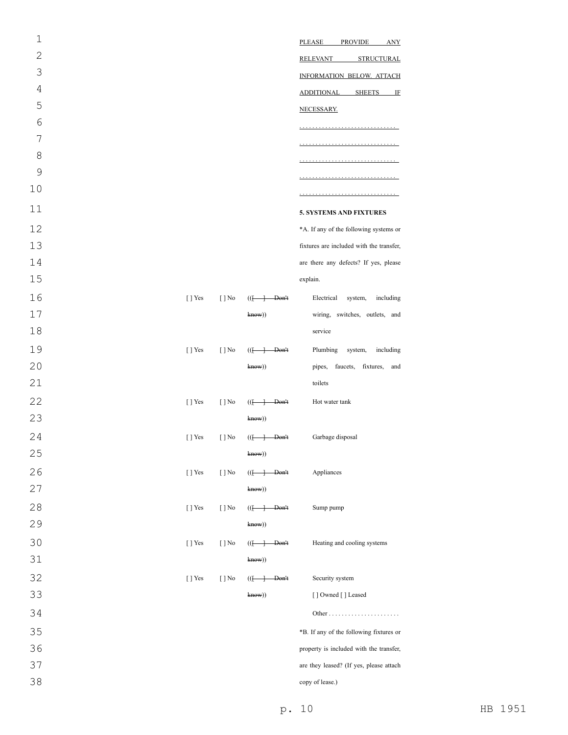PLEASE PROVIDE ANY RELEVANT STRUCTURAL INFORMATION BELOW. ATTACH ADDITIONAL SHEETS IF NECESSARY.

. . . . . . . . . . . . . . . . . . . . . . . . . . . . .

. . . . . . . . . . . . . . . . . . . . . . . . . . . . .

. . . . . . . . . . . . . . . . . . . . . . . . . . . . .

. . . . . . . . . . . . . . . . . . . . . . . . . . . . .

. . . . . . . . . . . . . . . . . . . . . . . . . . . . .

**5. SYSTEMS AND FIXTURES**

*A. If any of the following systems or fixtures are included with the transfer, are there any defects? If yes, please explain.

| | | | |
|---|---|---|---|
| [ ] Yes | [ ] No | (([ ] ~~Don't know~~)) | Electrical system, including wiring, switches, outlets, and service |
| [ ] Yes | [ ] No | (([ ] ~~Don't know~~)) | Plumbing system, including pipes, faucets, fixtures, and toilets |
| [ ] Yes | [ ] No | (([ ] ~~Don't know~~)) | Hot water tank |
| [ ] Yes | [ ] No | (([ ] ~~Don't know~~)) | Garbage disposal |
| [ ] Yes | [ ] No | (([ ] ~~Don't know~~)) | Appliances |
| [ ] Yes | [ ] No | (([ ] ~~Don't know~~)) | Sump pump |
| [ ] Yes | [ ] No | (([ ] ~~Don't know~~)) | Heating and cooling systems |
| [ ] Yes | [ ] No | (([ ] ~~Don't know~~)) | Security system [ ] Owned [ ] Leased |
| | | | Other . . . . . . . . . . . . . . . . . . . . . . |

*B. If any of the following fixtures or property is included with the transfer, are they leased? (If yes, please attach copy of lease.)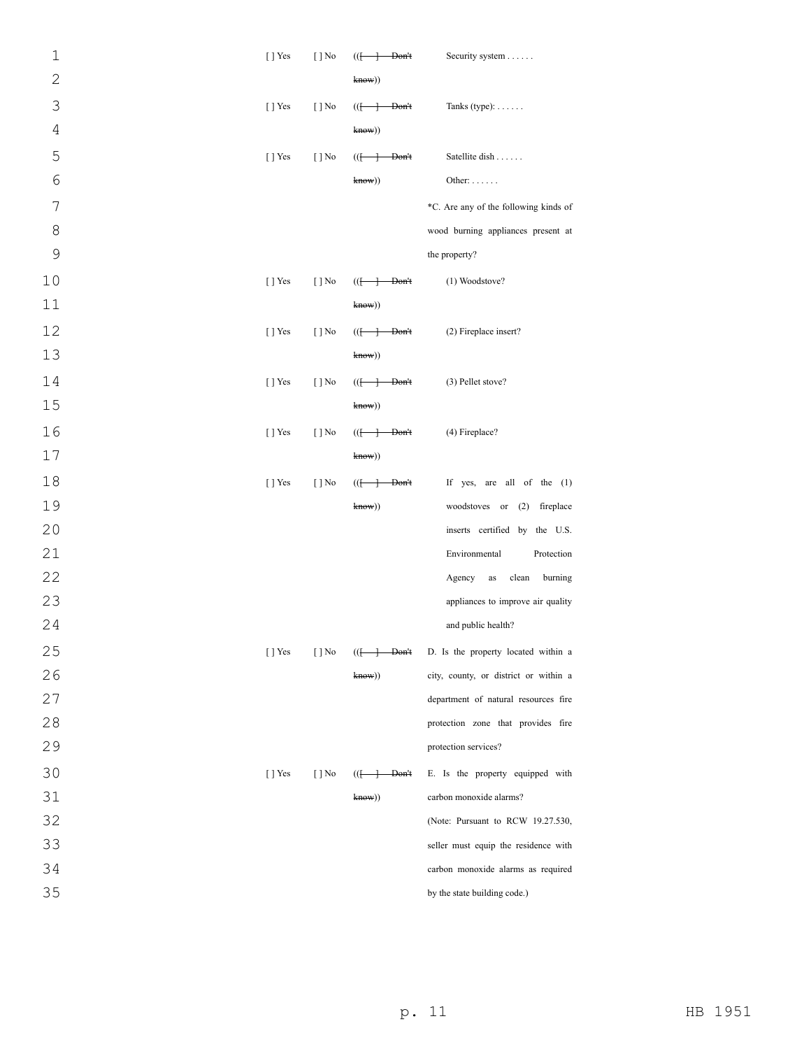| | | | |
|---|---|---|---|
| [ ] Yes | [ ] No | (([ ] Don't know)) | Security system . . . . . . |
| [ ] Yes | [ ] No | (([ ] Don't know)) | Tanks (type): . . . . . . |
| [ ] Yes | [ ] No | (([ ] Don't know)) | Satellite dish . . . . . . |
| | | | Other: . . . . . . |
| | | | *C. Are any of the following kinds of wood burning appliances present at the property? |
| [ ] Yes | [ ] No | (([ ] Don't know)) | (1) Woodstove? |
| [ ] Yes | [ ] No | (([ ] Don't know)) | (2) Fireplace insert? |
| [ ] Yes | [ ] No | (([ ] Don't know)) | (3) Pellet stove? |
| [ ] Yes | [ ] No | (([ ] Don't know)) | (4) Fireplace? |
| [ ] Yes | [ ] No | (([ ] Don't know)) | If yes, are all of the (1) woodstoves or (2) fireplace inserts certified by the U.S. Environmental Protection Agency as clean burning appliances to improve air quality and public health? |
| [ ] Yes | [ ] No | (([ ] Don't know)) | D. Is the property located within a city, county, or district or within a department of natural resources fire protection zone that provides fire protection services? |
| [ ] Yes | [ ] No | (([ ] Don't know)) | E. Is the property equipped with carbon monoxide alarms? |
| | | | (Note: Pursuant to RCW 19.27.530, seller must equip the residence with carbon monoxide alarms as required by the state building code.) |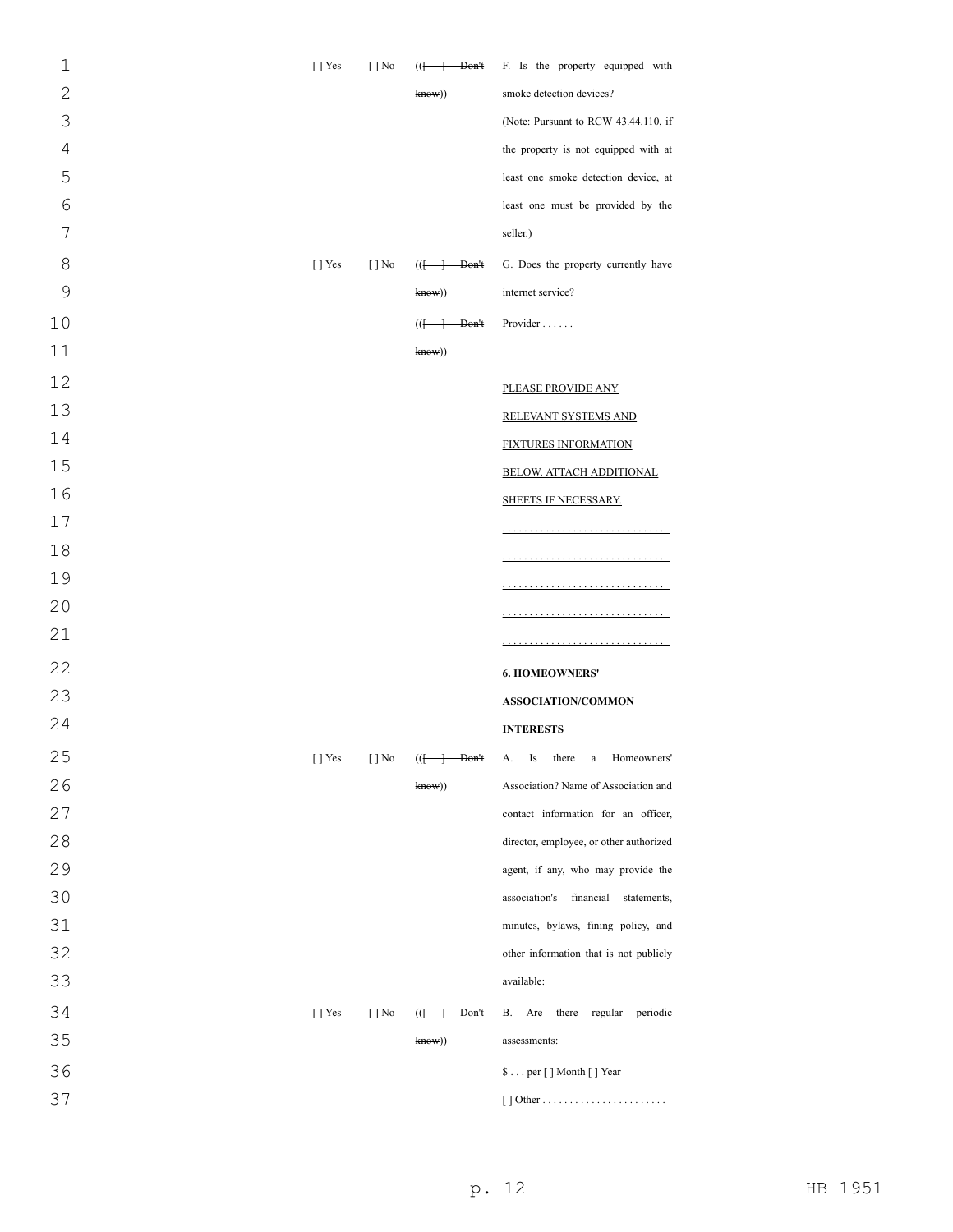| | | | |
|---|---|---|---|
| [ ] Yes | [ ] No | (([ ] Don't know)) | F. Is the property equipped with smoke detection devices? (Note: Pursuant to RCW 43.44.110, if the property is not equipped with at least one smoke detection device, at least one must be provided by the seller.) |
| [ ] Yes | [ ] No | (([ ] Don't know)) | G. Does the property currently have internet service? |
| | | (([ ] Don't know)) | Provider . . . . . . |
| | | | PLEASE PROVIDE ANY RELEVANT SYSTEMS AND FIXTURES INFORMATION BELOW. ATTACH ADDITIONAL SHEETS IF NECESSARY. |
| | | | . . . . . . . . . . . . . . . . . . . . . . . . . . . . . |
| | | | . . . . . . . . . . . . . . . . . . . . . . . . . . . . . |
| | | | . . . . . . . . . . . . . . . . . . . . . . . . . . . . . |
| | | | . . . . . . . . . . . . . . . . . . . . . . . . . . . . . |
| | | | . . . . . . . . . . . . . . . . . . . . . . . . . . . . . |
| | | | **6. HOMEOWNERS' ASSOCIATION/COMMON INTERESTS** |
| [ ] Yes | [ ] No | (([ ] Don't know)) | A. Is there a Homeowners' Association? Name of Association and contact information for an officer, director, employee, or other authorized agent, if any, who may provide the association's financial statements, minutes, bylaws, fining policy, and other information that is not publicly available: |
| [ ] Yes | [ ] No | (([ ] Don't know)) | B. Are there regular periodic assessments: |
| | | | $ . . . per [ ] Month [ ] Year |
| | | | [ ] Other . . . . . . . . . . . . . . . . . . . . . . . |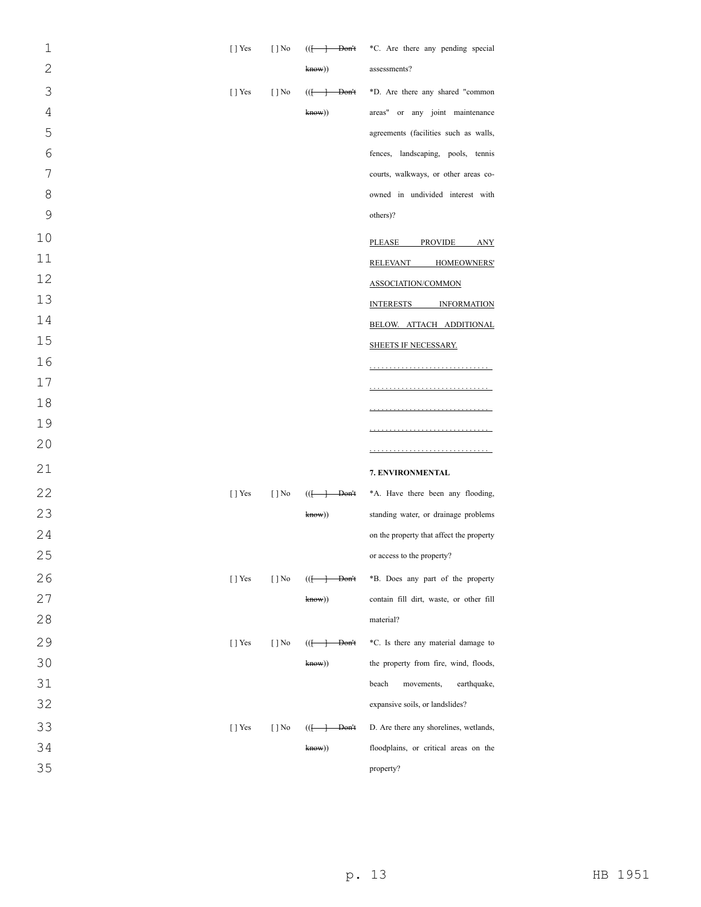| | | | |
|---|---|---|---|
| [ ] Yes | [ ] No | (([ ] Don't know)) | *C. Are there any pending special assessments? |
| [ ] Yes | [ ] No | (([ ] Don't know)) | *D. Are there any shared "common areas" or any joint maintenance agreements (facilities such as walls, fences, landscaping, pools, tennis courts, walkways, or other areas co-owned in undivided interest with others)? |
| | | | PLEASE PROVIDE ANY RELEVANT HOMEOWNERS' ASSOCIATION/COMMON INTERESTS INFORMATION BELOW. ATTACH ADDITIONAL SHEETS IF NECESSARY. |
| | | | . . . . . . . . . . . . . . . . . . . . . . . . . . . . . . |
| | | | . . . . . . . . . . . . . . . . . . . . . . . . . . . . . . |
| | | | . . . . . . . . . . . . . . . . . . . . . . . . . . . . . . |
| | | | . . . . . . . . . . . . . . . . . . . . . . . . . . . . . . |
| | | | . . . . . . . . . . . . . . . . . . . . . . . . . . . . . . |
| | | | **7. ENVIRONMENTAL** |
| [ ] Yes | [ ] No | (([ ] Don't know)) | *A. Have there been any flooding, standing water, or drainage problems on the property that affect the property or access to the property? |
| [ ] Yes | [ ] No | (([ ] Don't know)) | *B. Does any part of the property contain fill dirt, waste, or other fill material? |
| [ ] Yes | [ ] No | (([ ] Don't know)) | *C. Is there any material damage to the property from fire, wind, floods, beach movements, earthquake, expansive soils, or landslides? |
| [ ] Yes | [ ] No | (([ ] Don't know)) | D. Are there any shorelines, wetlands, floodplains, or critical areas on the property? |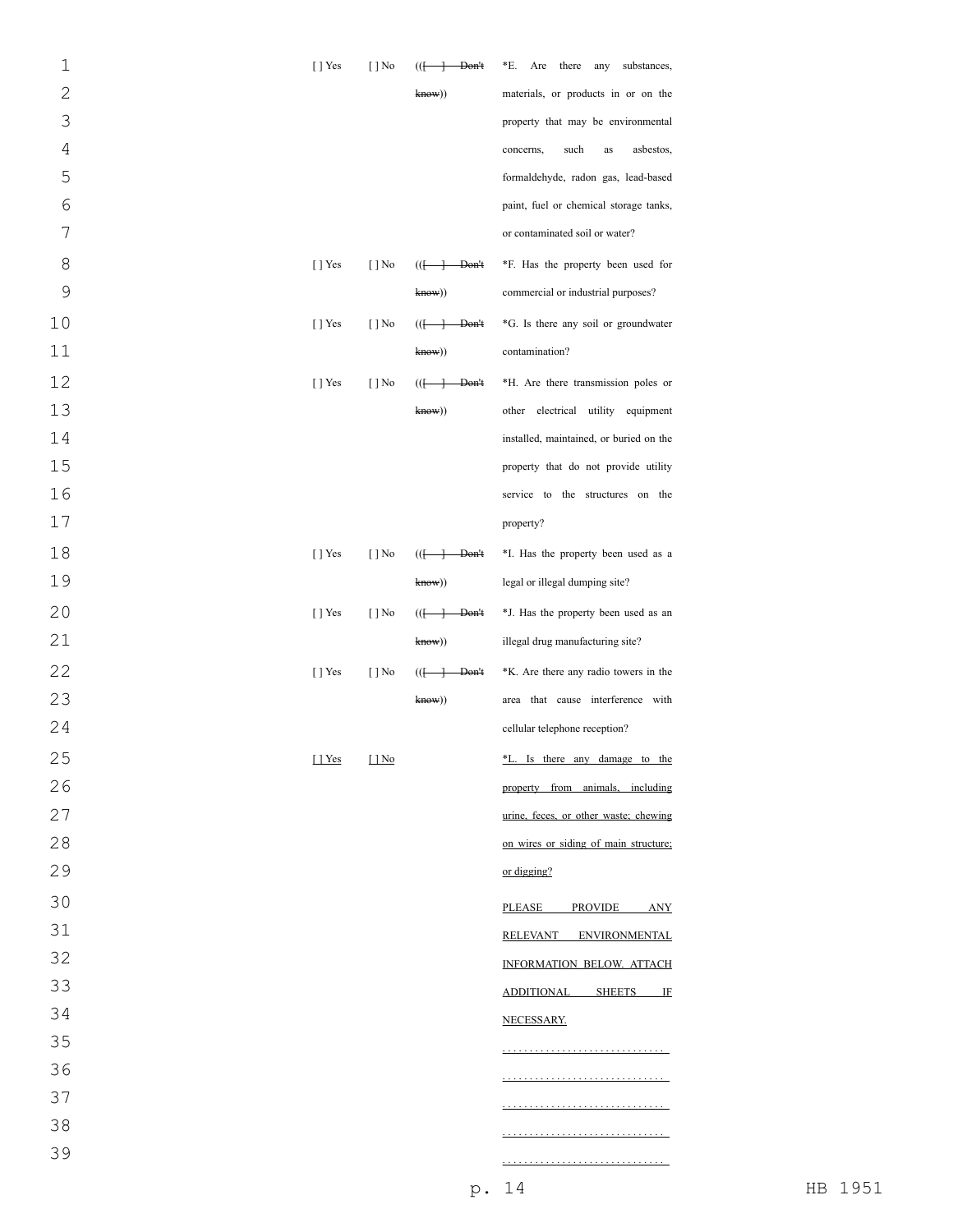| | | | |
|---|---|---|---|
| [ ] Yes | [ ] No | (([ ] Don't know)) | *E. Are there any substances, materials, or products in or on the property that may be environmental concerns, such as asbestos, formaldehyde, radon gas, lead-based paint, fuel or chemical storage tanks, or contaminated soil or water? |
| [ ] Yes | [ ] No | (([ ] Don't know)) | *F. Has the property been used for commercial or industrial purposes? |
| [ ] Yes | [ ] No | (([ ] Don't know)) | *G. Is there any soil or groundwater contamination? |
| [ ] Yes | [ ] No | (([ ] Don't know)) | *H. Are there transmission poles or other electrical utility equipment installed, maintained, or buried on the property that do not provide utility service to the structures on the property? |
| [ ] Yes | [ ] No | (([ ] Don't know)) | *I. Has the property been used as a legal or illegal dumping site? |
| [ ] Yes | [ ] No | (([ ] Don't know)) | *J. Has the property been used as an illegal drug manufacturing site? |
| [ ] Yes | [ ] No | (([ ] Don't know)) | *K. Are there any radio towers in the area that cause interference with cellular telephone reception? |
| [ ] Yes | [ ] No | | *L. Is there any damage to the property from animals, including urine, feces, or other waste; chewing on wires or siding of main structure; or digging? |
| | | | PLEASE PROVIDE ANY RELEVANT ENVIRONMENTAL INFORMATION BELOW. ATTACH ADDITIONAL SHEETS IF NECESSARY. |
| | | | ............................. |
| | | | ............................. |
| | | | ............................. |
| | | | ............................. |
| | | | ............................. |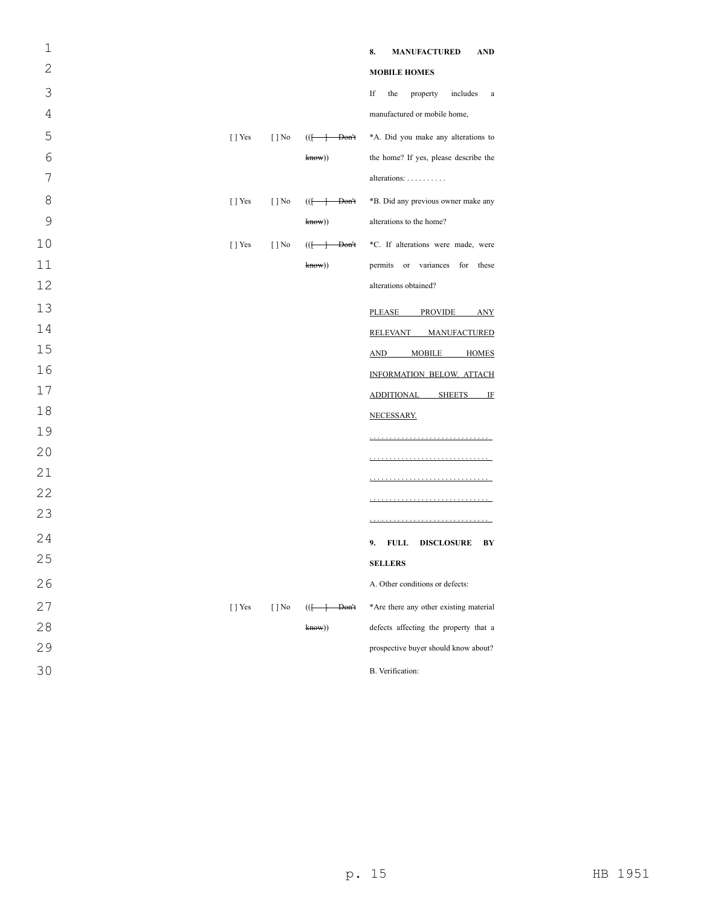**8. MANUFACTURED AND MOBILE HOMES**

If the property includes a manufactured or mobile home,

| | | | |
|---|---|---|---|
| [ ] Yes | [ ] No | (([ ] Don't know)) | *A. Did you make any alterations to the home? If yes, please describe the alterations: . . . . . . . . . . |
| [ ] Yes | [ ] No | (([ ] Don't know)) | *B. Did any previous owner make any alterations to the home? |
| [ ] Yes | [ ] No | (([ ] Don't know)) | *C. If alterations were made, were permits or variances for these alterations obtained? |

PLEASE PROVIDE ANY RELEVANT MANUFACTURED AND MOBILE HOMES INFORMATION BELOW. ATTACH ADDITIONAL SHEETS IF NECESSARY.

. . . . . . . . . . . . . . . . . . . . . . . . . . . . . .

. . . . . . . . . . . . . . . . . . . . . . . . . . . . . .

. . . . . . . . . . . . . . . . . . . . . . . . . . . . . .

. . . . . . . . . . . . . . . . . . . . . . . . . . . . . .

. . . . . . . . . . . . . . . . . . . . . . . . . . . . . .

**9. FULL DISCLOSURE BY SELLERS**

A. Other conditions or defects:

| | | | |
|---|---|---|---|
| [ ] Yes | [ ] No | (([ ] Don't know)) | *Are there any other existing material defects affecting the property that a prospective buyer should know about? |

B. Verification: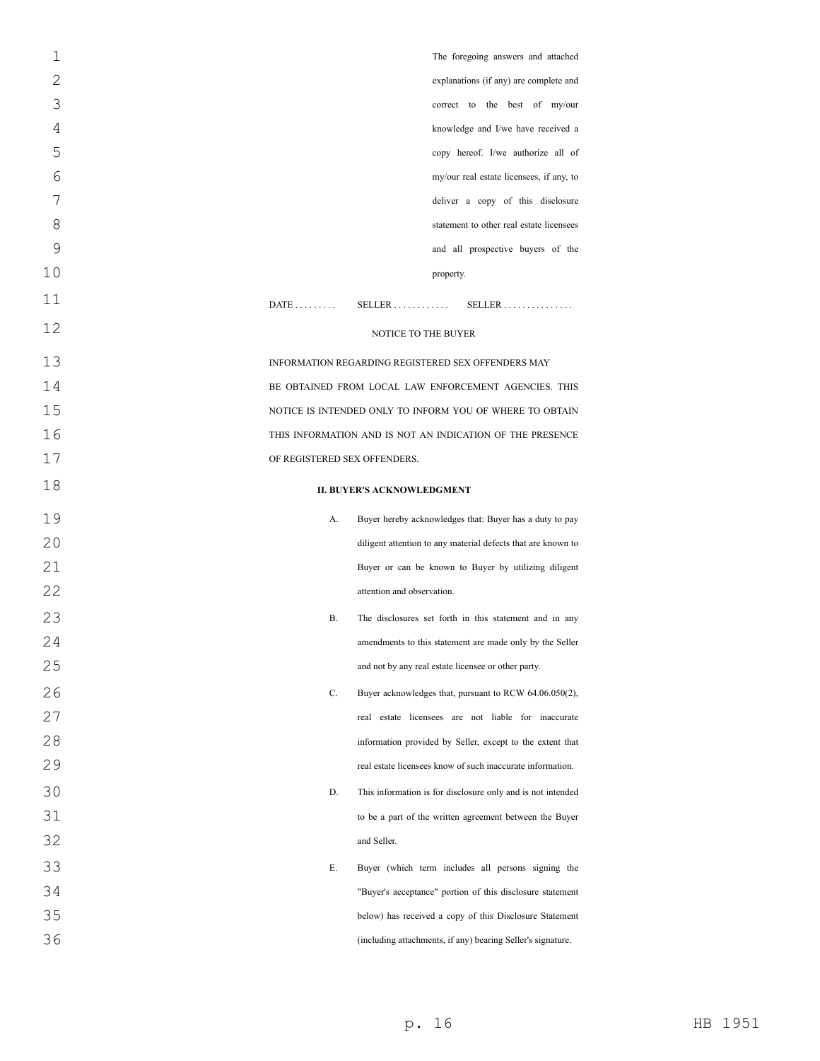The foregoing answers and attached explanations (if any) are complete and correct to the best of my/our knowledge and I/we have received a copy hereof. I/we authorize all of my/our real estate licensees, if any, to deliver a copy of this disclosure statement to other real estate licensees and all prospective buyers of the property.

DATE . . . . . . . . . SELLER . . . . . . . . . . . . SELLER . . . . . . . . . . . . . . .

NOTICE TO THE BUYER

INFORMATION REGARDING REGISTERED SEX OFFENDERS MAY BE OBTAINED FROM LOCAL LAW ENFORCEMENT AGENCIES. THIS NOTICE IS INTENDED ONLY TO INFORM YOU OF WHERE TO OBTAIN THIS INFORMATION AND IS NOT AN INDICATION OF THE PRESENCE OF REGISTERED SEX OFFENDERS.

**II. BUYER'S ACKNOWLEDGMENT**

A. Buyer hereby acknowledges that: Buyer has a duty to pay diligent attention to any material defects that are known to Buyer or can be known to Buyer by utilizing diligent attention and observation.

B. The disclosures set forth in this statement and in any amendments to this statement are made only by the Seller and not by any real estate licensee or other party.

C. Buyer acknowledges that, pursuant to RCW 64.06.050(2), real estate licensees are not liable for inaccurate information provided by Seller, except to the extent that real estate licensees know of such inaccurate information.

D. This information is for disclosure only and is not intended to be a part of the written agreement between the Buyer and Seller.

E. Buyer (which term includes all persons signing the "Buyer's acceptance" portion of this disclosure statement below) has received a copy of this Disclosure Statement (including attachments, if any) bearing Seller's signature.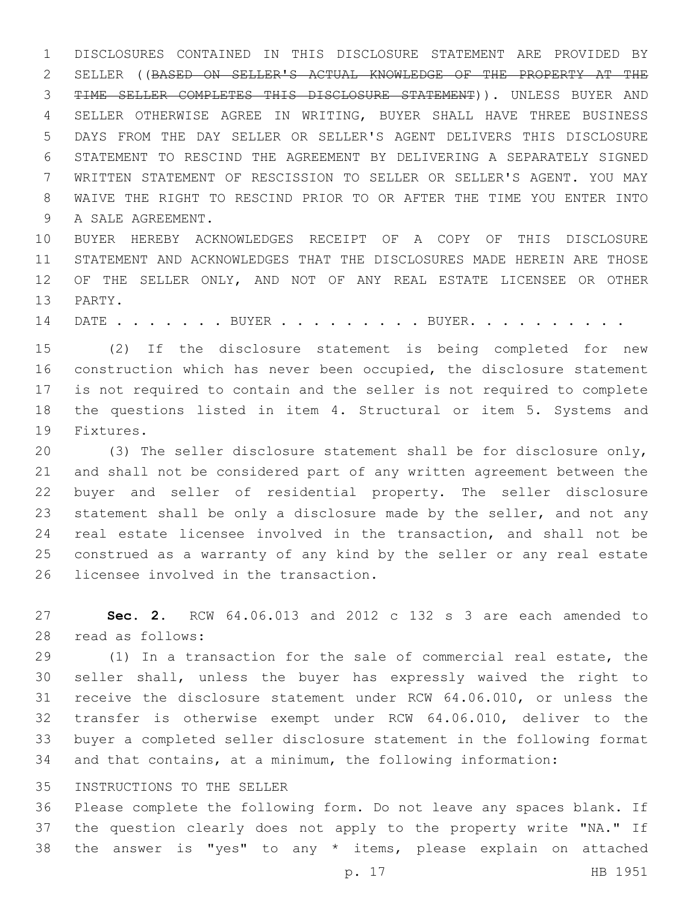DISCLOSURES CONTAINED IN THIS DISCLOSURE STATEMENT ARE PROVIDED BY SELLER ((~~BASED ON SELLER'S ACTUAL KNOWLEDGE OF THE PROPERTY AT THE TIME SELLER COMPLETES THIS DISCLOSURE STATEMENT~~)). UNLESS BUYER AND SELLER OTHERWISE AGREE IN WRITING, BUYER SHALL HAVE THREE BUSINESS DAYS FROM THE DAY SELLER OR SELLER'S AGENT DELIVERS THIS DISCLOSURE STATEMENT TO RESCIND THE AGREEMENT BY DELIVERING A SEPARATELY SIGNED WRITTEN STATEMENT OF RESCISSION TO SELLER OR SELLER'S AGENT. YOU MAY WAIVE THE RIGHT TO RESCIND PRIOR TO OR AFTER THE TIME YOU ENTER INTO A SALE AGREEMENT.

BUYER HEREBY ACKNOWLEDGES RECEIPT OF A COPY OF THIS DISCLOSURE STATEMENT AND ACKNOWLEDGES THAT THE DISCLOSURES MADE HEREIN ARE THOSE OF THE SELLER ONLY, AND NOT OF ANY REAL ESTATE LICENSEE OR OTHER PARTY.

DATE . . . . . . . BUYER . . . . . . . . . BUYER. . . . . . . . . .

(2) If the disclosure statement is being completed for new construction which has never been occupied, the disclosure statement is not required to contain and the seller is not required to complete the questions listed in item 4. Structural or item 5. Systems and Fixtures.

(3) The seller disclosure statement shall be for disclosure only, and shall not be considered part of any written agreement between the buyer and seller of residential property. The seller disclosure statement shall be only a disclosure made by the seller, and not any real estate licensee involved in the transaction, and shall not be construed as a warranty of any kind by the seller or any real estate licensee involved in the transaction.

**Sec. 2.** RCW 64.06.013 and 2012 c 132 s 3 are each amended to read as follows:

(1) In a transaction for the sale of commercial real estate, the seller shall, unless the buyer has expressly waived the right to receive the disclosure statement under RCW 64.06.010, or unless the transfer is otherwise exempt under RCW 64.06.010, deliver to the buyer a completed seller disclosure statement in the following format and that contains, at a minimum, the following information:

INSTRUCTIONS TO THE SELLER

Please complete the following form. Do not leave any spaces blank. If the question clearly does not apply to the property write "NA." If the answer is "yes" to any * items, please explain on attached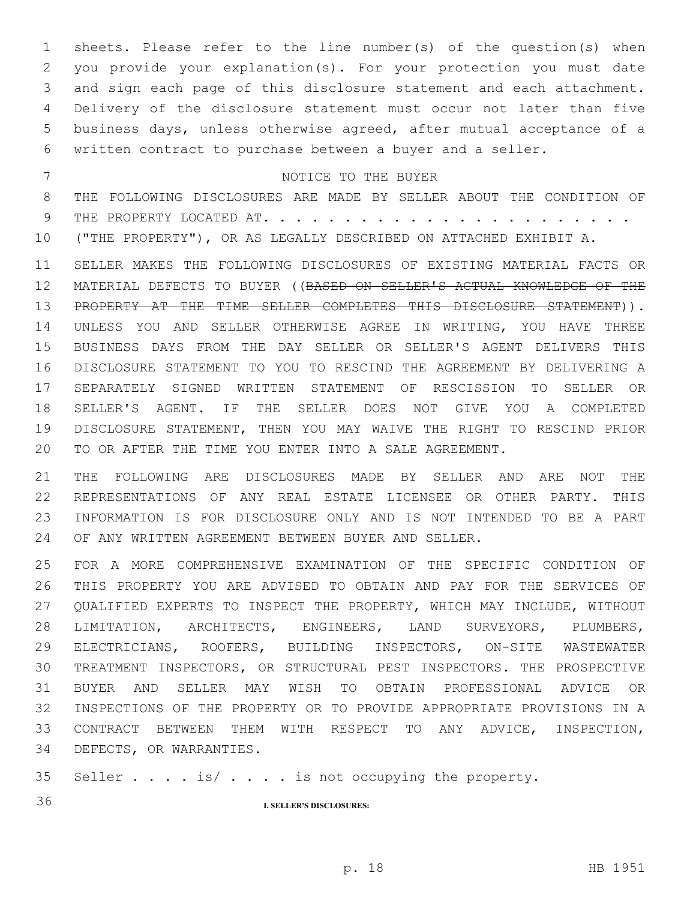sheets. Please refer to the line number(s) of the question(s) when you provide your explanation(s). For your protection you must date and sign each page of this disclosure statement and each attachment. Delivery of the disclosure statement must occur not later than five business days, unless otherwise agreed, after mutual acceptance of a written contract to purchase between a buyer and a seller.

NOTICE TO THE BUYER

THE FOLLOWING DISCLOSURES ARE MADE BY SELLER ABOUT THE CONDITION OF THE PROPERTY LOCATED AT. . . . . . . . . . . . . . . . . . . . . . . . ("THE PROPERTY"), OR AS LEGALLY DESCRIBED ON ATTACHED EXHIBIT A.

SELLER MAKES THE FOLLOWING DISCLOSURES OF EXISTING MATERIAL FACTS OR MATERIAL DEFECTS TO BUYER ((~~BASED ON SELLER'S ACTUAL KNOWLEDGE OF THE PROPERTY AT THE TIME SELLER COMPLETES THIS DISCLOSURE STATEMENT~~)). UNLESS YOU AND SELLER OTHERWISE AGREE IN WRITING, YOU HAVE THREE BUSINESS DAYS FROM THE DAY SELLER OR SELLER'S AGENT DELIVERS THIS DISCLOSURE STATEMENT TO YOU TO RESCIND THE AGREEMENT BY DELIVERING A SEPARATELY SIGNED WRITTEN STATEMENT OF RESCISSION TO SELLER OR SELLER'S AGENT. IF THE SELLER DOES NOT GIVE YOU A COMPLETED DISCLOSURE STATEMENT, THEN YOU MAY WAIVE THE RIGHT TO RESCIND PRIOR TO OR AFTER THE TIME YOU ENTER INTO A SALE AGREEMENT.

THE FOLLOWING ARE DISCLOSURES MADE BY SELLER AND ARE NOT THE REPRESENTATIONS OF ANY REAL ESTATE LICENSEE OR OTHER PARTY. THIS INFORMATION IS FOR DISCLOSURE ONLY AND IS NOT INTENDED TO BE A PART OF ANY WRITTEN AGREEMENT BETWEEN BUYER AND SELLER.

FOR A MORE COMPREHENSIVE EXAMINATION OF THE SPECIFIC CONDITION OF THIS PROPERTY YOU ARE ADVISED TO OBTAIN AND PAY FOR THE SERVICES OF QUALIFIED EXPERTS TO INSPECT THE PROPERTY, WHICH MAY INCLUDE, WITHOUT LIMITATION, ARCHITECTS, ENGINEERS, LAND SURVEYORS, PLUMBERS, ELECTRICIANS, ROOFERS, BUILDING INSPECTORS, ON-SITE WASTEWATER TREATMENT INSPECTORS, OR STRUCTURAL PEST INSPECTORS. THE PROSPECTIVE BUYER AND SELLER MAY WISH TO OBTAIN PROFESSIONAL ADVICE OR INSPECTIONS OF THE PROPERTY OR TO PROVIDE APPROPRIATE PROVISIONS IN A CONTRACT BETWEEN THEM WITH RESPECT TO ANY ADVICE, INSPECTION, DEFECTS, OR WARRANTIES.

Seller . . . . is/ . . . . is not occupying the property.

**I. SELLER'S DISCLOSURES:**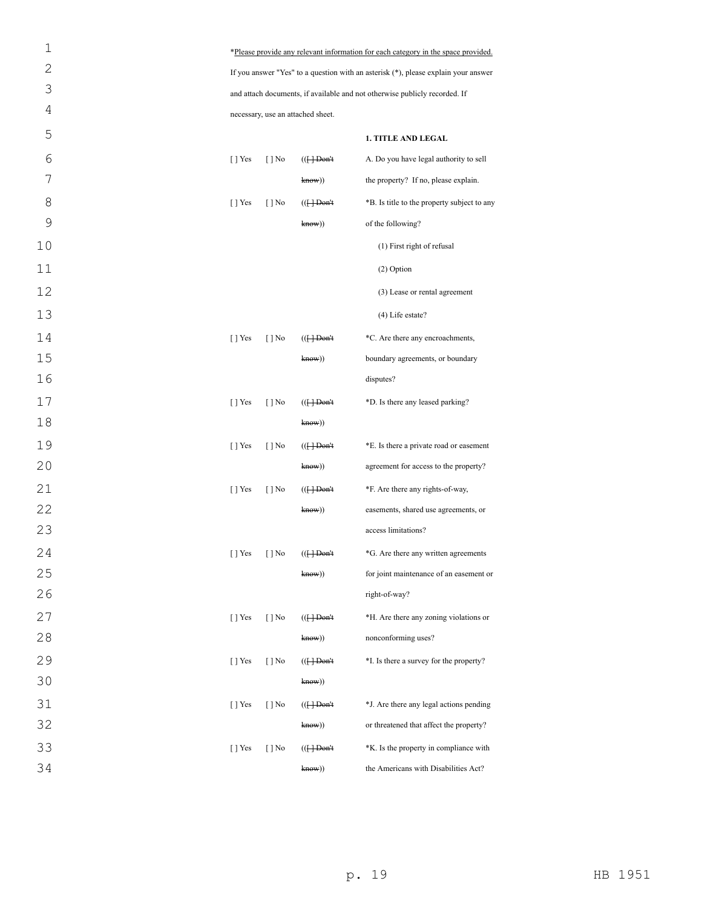*Please provide any relevant information for each category in the space provided.

If you answer "Yes" to a question with an asterisk (*), please explain your answer and attach documents, if available and not otherwise publicly recorded. If necessary, use an attached sheet.

**1. TITLE AND LEGAL**

| | | | |
|---|---|---|---|
| [ ] Yes | [ ] No | (([ ] ~~Don't know~~)) | A. Do you have legal authority to sell the property? If no, please explain. |
| [ ] Yes | [ ] No | (([ ] ~~Don't know~~)) | *B. Is title to the property subject to any of the following?<br>(1) First right of refusal<br>(2) Option<br>(3) Lease or rental agreement<br>(4) Life estate? |
| [ ] Yes | [ ] No | (([ ] ~~Don't know~~)) | *C. Are there any encroachments, boundary agreements, or boundary disputes? |
| [ ] Yes | [ ] No | (([ ] ~~Don't know~~)) | *D. Is there any leased parking? |
| [ ] Yes | [ ] No | (([ ] ~~Don't know~~)) | *E. Is there a private road or easement agreement for access to the property? |
| [ ] Yes | [ ] No | (([ ] ~~Don't know~~)) | *F. Are there any rights-of-way, easements, shared use agreements, or access limitations? |
| [ ] Yes | [ ] No | (([ ] ~~Don't know~~)) | *G. Are there any written agreements for joint maintenance of an easement or right-of-way? |
| [ ] Yes | [ ] No | (([ ] ~~Don't know~~)) | *H. Are there any zoning violations or nonconforming uses? |
| [ ] Yes | [ ] No | (([ ] ~~Don't know~~)) | *I. Is there a survey for the property? |
| [ ] Yes | [ ] No | (([ ] ~~Don't know~~)) | *J. Are there any legal actions pending or threatened that affect the property? |
| [ ] Yes | [ ] No | (([ ] ~~Don't know~~)) | *K. Is the property in compliance with the Americans with Disabilities Act? |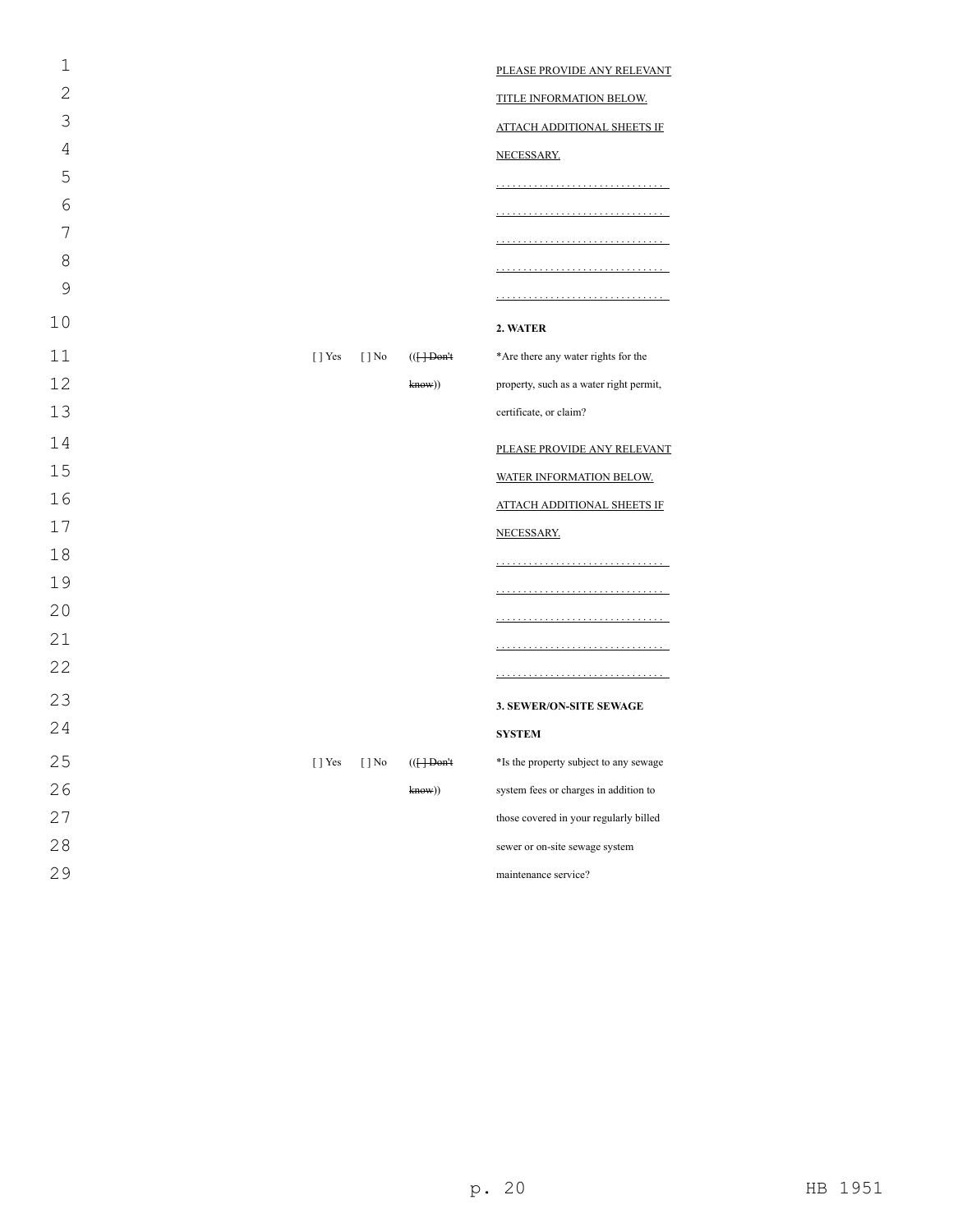PLEASE PROVIDE ANY RELEVANT TITLE INFORMATION BELOW. ATTACH ADDITIONAL SHEETS IF NECESSARY.

. . . . . . . . . . . . . . . . . . . . . . . . . . . . . .

. . . . . . . . . . . . . . . . . . . . . . . . . . . . . .

. . . . . . . . . . . . . . . . . . . . . . . . . . . . . .

. . . . . . . . . . . . . . . . . . . . . . . . . . . . . .

. . . . . . . . . . . . . . . . . . . . . . . . . . . . . .

**2. WATER**

| | | | |
|---|---|---|---|
| [ ] Yes | [ ] No | (([ ] ~~Don't know~~)) | *Are there any water rights for the property, such as a water right permit, certificate, or claim? |

PLEASE PROVIDE ANY RELEVANT WATER INFORMATION BELOW. ATTACH ADDITIONAL SHEETS IF NECESSARY.

. . . . . . . . . . . . . . . . . . . . . . . . . . . . . .

. . . . . . . . . . . . . . . . . . . . . . . . . . . . . .

. . . . . . . . . . . . . . . . . . . . . . . . . . . . . .

. . . . . . . . . . . . . . . . . . . . . . . . . . . . . .

. . . . . . . . . . . . . . . . . . . . . . . . . . . . . .

**3. SEWER/ON-SITE SEWAGE SYSTEM**

| | | | |
|---|---|---|---|
| [ ] Yes | [ ] No | (([ ] ~~Don't know~~)) | *Is the property subject to any sewage system fees or charges in addition to those covered in your regularly billed sewer or on-site sewage system maintenance service? |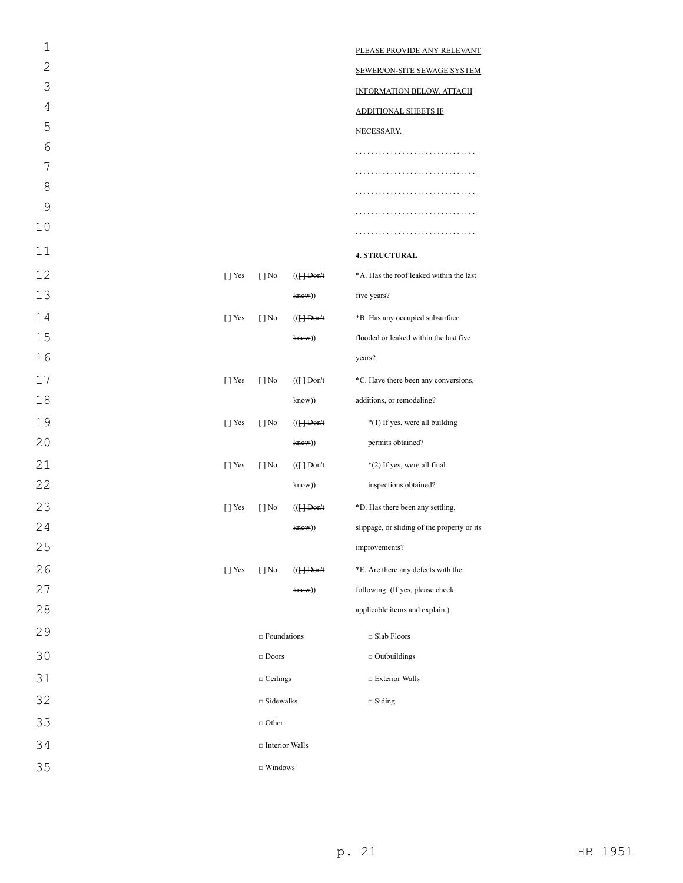PLEASE PROVIDE ANY RELEVANT SEWER/ON-SITE SEWAGE SYSTEM INFORMATION BELOW. ATTACH ADDITIONAL SHEETS IF NECESSARY.

. . . . . . . . . . . . . . . . . . . . . . . . . . . . . .

. . . . . . . . . . . . . . . . . . . . . . . . . . . . . .

. . . . . . . . . . . . . . . . . . . . . . . . . . . . . .

. . . . . . . . . . . . . . . . . . . . . . . . . . . . . .

. . . . . . . . . . . . . . . . . . . . . . . . . . . . . .

**4. STRUCTURAL**

| | | | |
|---|---|---|---|
| [ ] Yes | [ ] No | (([ ] Don't know)) | *A. Has the roof leaked within the last five years? |
| [ ] Yes | [ ] No | (([ ] Don't know)) | *B. Has any occupied subsurface flooded or leaked within the last five years? |
| [ ] Yes | [ ] No | (([ ] Don't know)) | *C. Have there been any conversions, additions, or remodeling? |
| [ ] Yes | [ ] No | (([ ] Don't know)) | *(1) If yes, were all building permits obtained? |
| [ ] Yes | [ ] No | (([ ] Don't know)) | *(2) If yes, were all final inspections obtained? |
| [ ] Yes | [ ] No | (([ ] Don't know)) | *D. Has there been any settling, slippage, or sliding of the property or its improvements? |
| [ ] Yes | [ ] No | (([ ] Don't know)) | *E. Are there any defects with the following: (If yes, please check applicable items and explain.) |

□ Foundations  □ Slab Floors

□ Doors  □ Outbuildings

□ Ceilings  □ Exterior Walls

□ Sidewalks  □ Siding

□ Other

□ Interior Walls

□ Windows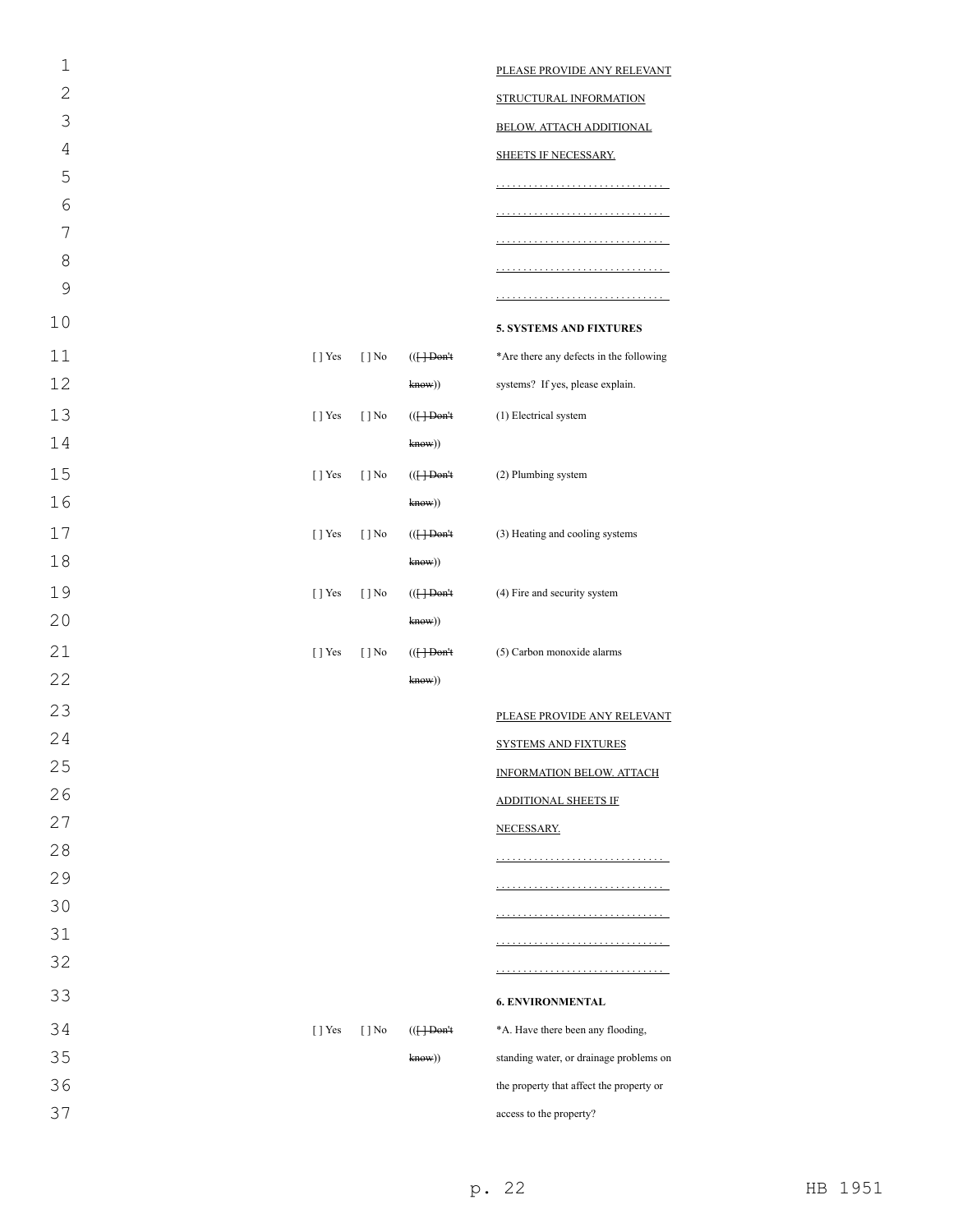PLEASE PROVIDE ANY RELEVANT STRUCTURAL INFORMATION BELOW. ATTACH ADDITIONAL SHEETS IF NECESSARY.

. . . . . . . . . . . . . . . . . . . . . . . . . . . . . .

. . . . . . . . . . . . . . . . . . . . . . . . . . . . . .

. . . . . . . . . . . . . . . . . . . . . . . . . . . . . .

. . . . . . . . . . . . . . . . . . . . . . . . . . . . . .

. . . . . . . . . . . . . . . . . . . . . . . . . . . . . .

**5. SYSTEMS AND FIXTURES**

| | | | |
|---|---|---|---|
| [ ] Yes | [ ] No | (([ ] Don't know)) | *Are there any defects in the following systems? If yes, please explain. |
| [ ] Yes | [ ] No | (([ ] Don't know)) | (1) Electrical system |
| [ ] Yes | [ ] No | (([ ] Don't know)) | (2) Plumbing system |
| [ ] Yes | [ ] No | (([ ] Don't know)) | (3) Heating and cooling systems |
| [ ] Yes | [ ] No | (([ ] Don't know)) | (4) Fire and security system |
| [ ] Yes | [ ] No | (([ ] Don't know)) | (5) Carbon monoxide alarms |

PLEASE PROVIDE ANY RELEVANT SYSTEMS AND FIXTURES INFORMATION BELOW. ATTACH ADDITIONAL SHEETS IF NECESSARY.

. . . . . . . . . . . . . . . . . . . . . . . . . . . . . .

. . . . . . . . . . . . . . . . . . . . . . . . . . . . . .

. . . . . . . . . . . . . . . . . . . . . . . . . . . . . .

. . . . . . . . . . . . . . . . . . . . . . . . . . . . . .

. . . . . . . . . . . . . . . . . . . . . . . . . . . . . .

**6. ENVIRONMENTAL**

| | | | |
|---|---|---|---|
| [ ] Yes | [ ] No | (([ ] Don't know)) | *A. Have there been any flooding, standing water, or drainage problems on the property that affect the property or access to the property? |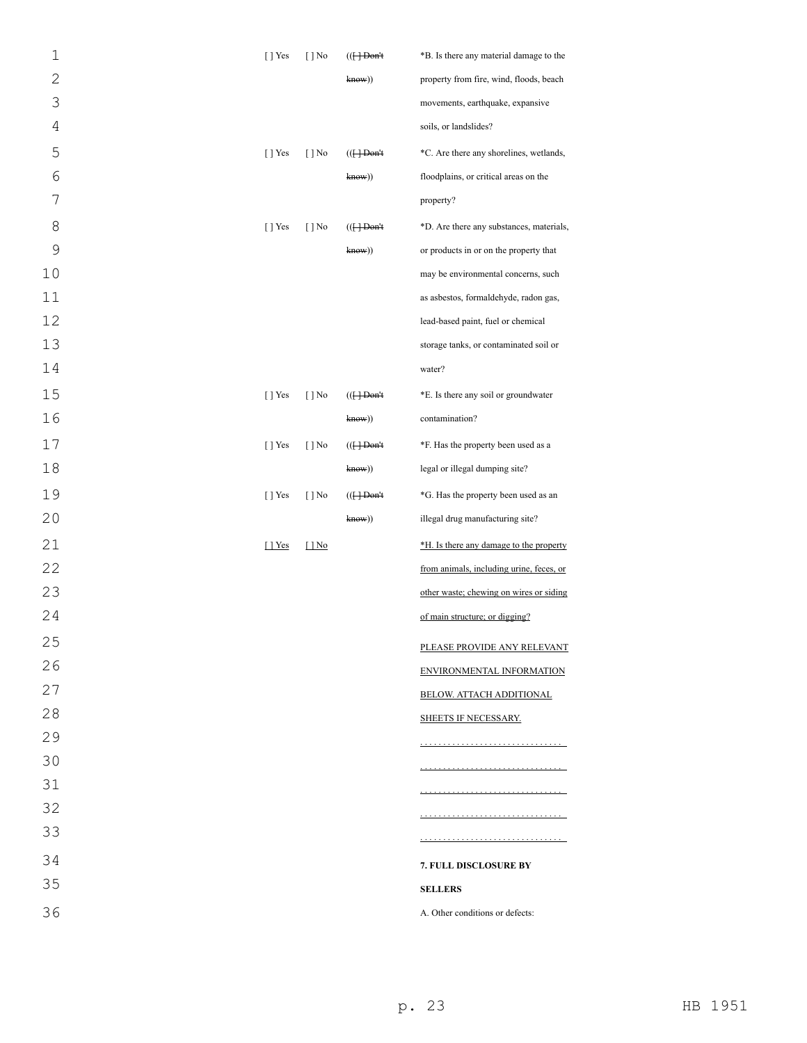| | | | |
|---|---|---|---|
| [ ] Yes | [ ] No | (([ ] Don't know)) | *B. Is there any material damage to the property from fire, wind, floods, beach movements, earthquake, expansive soils, or landslides? |
| [ ] Yes | [ ] No | (([ ] Don't know)) | *C. Are there any shorelines, wetlands, floodplains, or critical areas on the property? |
| [ ] Yes | [ ] No | (([ ] Don't know)) | *D. Are there any substances, materials, or products in or on the property that may be environmental concerns, such as asbestos, formaldehyde, radon gas, lead-based paint, fuel or chemical storage tanks, or contaminated soil or water? |
| [ ] Yes | [ ] No | (([ ] Don't know)) | *E. Is there any soil or groundwater contamination? |
| [ ] Yes | [ ] No | (([ ] Don't know)) | *F. Has the property been used as a legal or illegal dumping site? |
| [ ] Yes | [ ] No | (([ ] Don't know)) | *G. Has the property been used as an illegal drug manufacturing site? |
| [ ] Yes | [ ] No | | *H. Is there any damage to the property from animals, including urine, feces, or other waste; chewing on wires or siding of main structure; or digging? |

PLEASE PROVIDE ANY RELEVANT ENVIRONMENTAL INFORMATION BELOW. ATTACH ADDITIONAL SHEETS IF NECESSARY.

. . . . . . . . . . . . . . . . . . . . . . . . . . . . . .

. . . . . . . . . . . . . . . . . . . . . . . . . . . . . .

. . . . . . . . . . . . . . . . . . . . . . . . . . . . . .

. . . . . . . . . . . . . . . . . . . . . . . . . . . . . .

. . . . . . . . . . . . . . . . . . . . . . . . . . . . . .

**7. FULL DISCLOSURE BY SELLERS**

A. Other conditions or defects: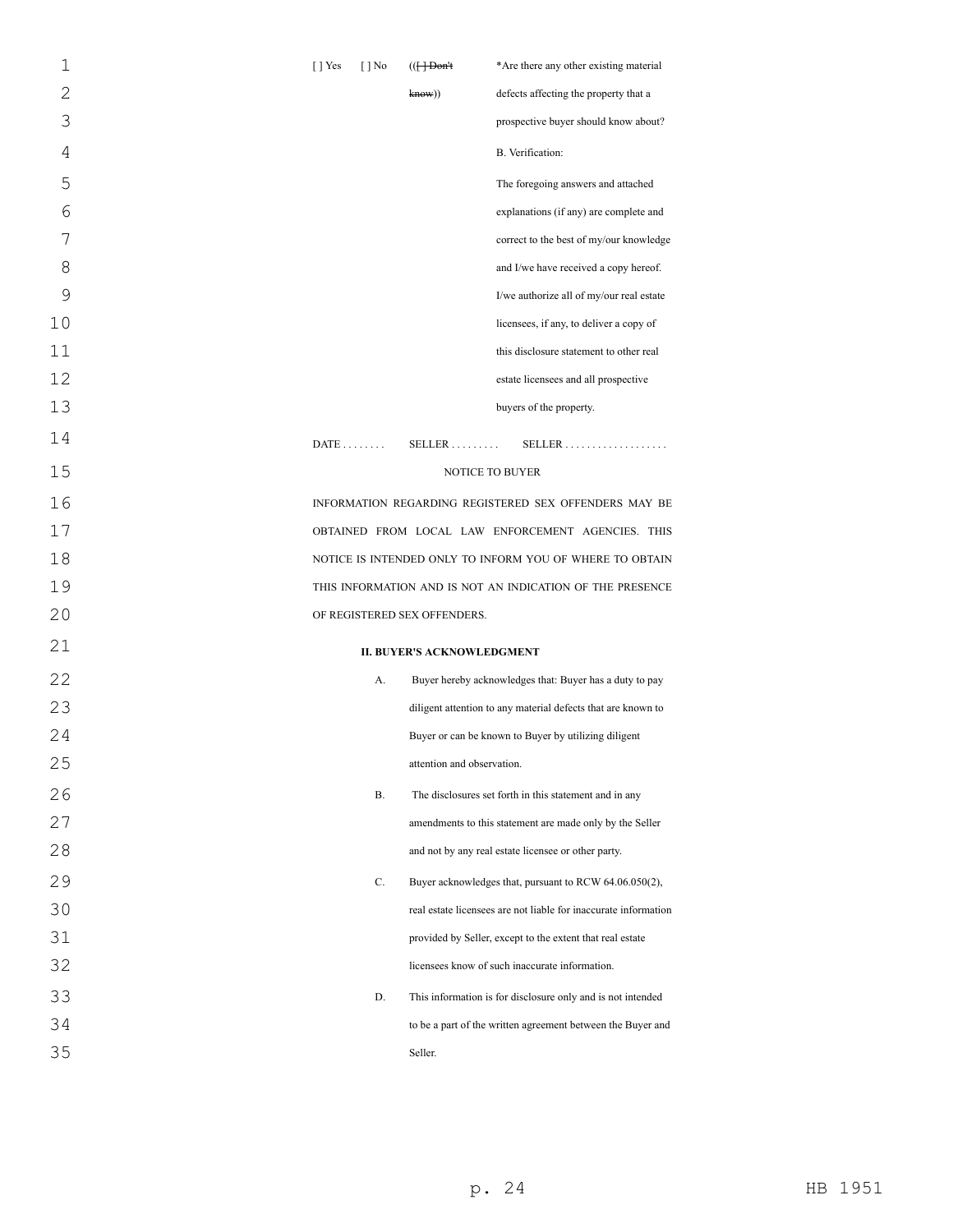| [ ] Yes | [ ] No | (([ ] Don't know)) | *Are there any other existing material defects affecting the property that a prospective buyer should know about? |
|---|---|---|---|

B. Verification:

The foregoing answers and attached explanations (if any) are complete and correct to the best of my/our knowledge and I/we have received a copy hereof. I/we authorize all of my/our real estate licensees, if any, to deliver a copy of this disclosure statement to other real estate licensees and all prospective buyers of the property.

DATE . . . . . . . . SELLER . . . . . . . . . SELLER . . . . . . . . . . . . . . . . . . .

NOTICE TO BUYER

INFORMATION REGARDING REGISTERED SEX OFFENDERS MAY BE OBTAINED FROM LOCAL LAW ENFORCEMENT AGENCIES. THIS NOTICE IS INTENDED ONLY TO INFORM YOU OF WHERE TO OBTAIN THIS INFORMATION AND IS NOT AN INDICATION OF THE PRESENCE OF REGISTERED SEX OFFENDERS.

**II. BUYER'S ACKNOWLEDGMENT**

A. Buyer hereby acknowledges that: Buyer has a duty to pay diligent attention to any material defects that are known to Buyer or can be known to Buyer by utilizing diligent attention and observation.

B. The disclosures set forth in this statement and in any amendments to this statement are made only by the Seller and not by any real estate licensee or other party.

C. Buyer acknowledges that, pursuant to RCW 64.06.050(2), real estate licensees are not liable for inaccurate information provided by Seller, except to the extent that real estate licensees know of such inaccurate information.

D. This information is for disclosure only and is not intended to be a part of the written agreement between the Buyer and Seller.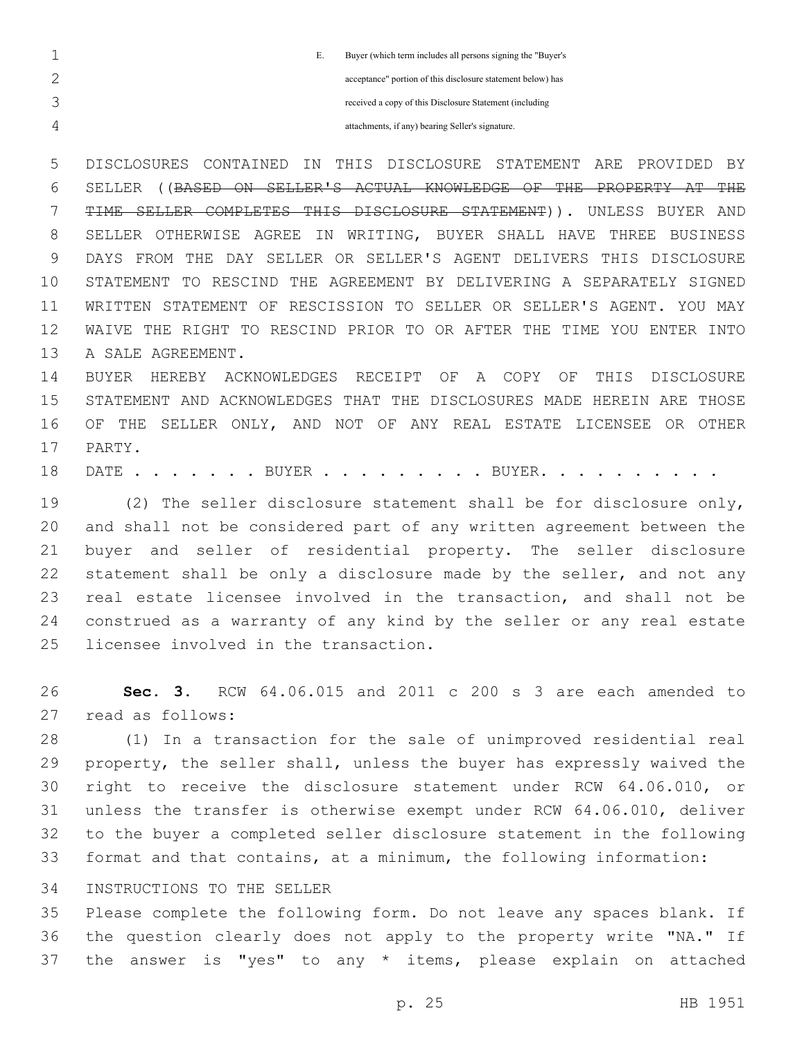E. Buyer (which term includes all persons signing the "Buyer's acceptance" portion of this disclosure statement below) has received a copy of this Disclosure Statement (including attachments, if any) bearing Seller's signature.

DISCLOSURES CONTAINED IN THIS DISCLOSURE STATEMENT ARE PROVIDED BY SELLER ((~~BASED ON SELLER'S ACTUAL KNOWLEDGE OF THE PROPERTY AT THE TIME SELLER COMPLETES THIS DISCLOSURE STATEMENT~~)). UNLESS BUYER AND SELLER OTHERWISE AGREE IN WRITING, BUYER SHALL HAVE THREE BUSINESS DAYS FROM THE DAY SELLER OR SELLER'S AGENT DELIVERS THIS DISCLOSURE STATEMENT TO RESCIND THE AGREEMENT BY DELIVERING A SEPARATELY SIGNED WRITTEN STATEMENT OF RESCISSION TO SELLER OR SELLER'S AGENT. YOU MAY WAIVE THE RIGHT TO RESCIND PRIOR TO OR AFTER THE TIME YOU ENTER INTO A SALE AGREEMENT.

BUYER HEREBY ACKNOWLEDGES RECEIPT OF A COPY OF THIS DISCLOSURE STATEMENT AND ACKNOWLEDGES THAT THE DISCLOSURES MADE HEREIN ARE THOSE OF THE SELLER ONLY, AND NOT OF ANY REAL ESTATE LICENSEE OR OTHER PARTY.

DATE . . . . . . . BUYER . . . . . . . . . BUYER. . . . . . . . . .

(2) The seller disclosure statement shall be for disclosure only, and shall not be considered part of any written agreement between the buyer and seller of residential property. The seller disclosure statement shall be only a disclosure made by the seller, and not any real estate licensee involved in the transaction, and shall not be construed as a warranty of any kind by the seller or any real estate licensee involved in the transaction.

**Sec. 3.** RCW 64.06.015 and 2011 c 200 s 3 are each amended to read as follows:

(1) In a transaction for the sale of unimproved residential real property, the seller shall, unless the buyer has expressly waived the right to receive the disclosure statement under RCW 64.06.010, or unless the transfer is otherwise exempt under RCW 64.06.010, deliver to the buyer a completed seller disclosure statement in the following format and that contains, at a minimum, the following information:

INSTRUCTIONS TO THE SELLER

Please complete the following form. Do not leave any spaces blank. If the question clearly does not apply to the property write "NA." If the answer is "yes" to any * items, please explain on attached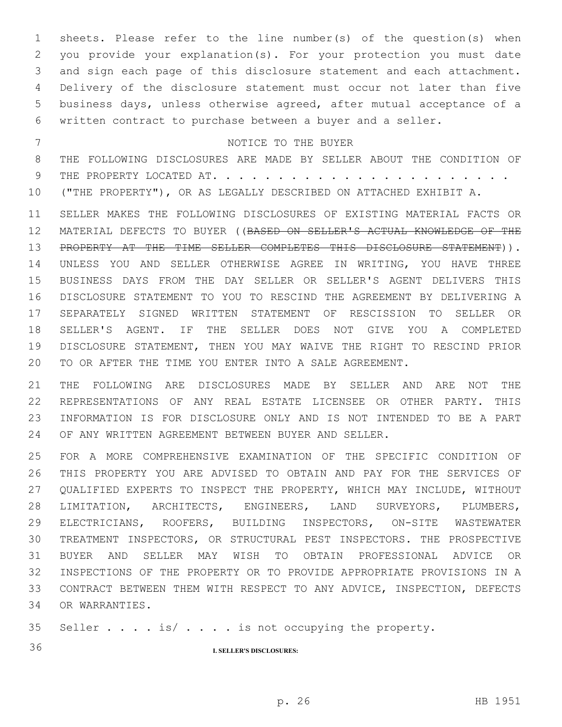sheets. Please refer to the line number(s) of the question(s) when you provide your explanation(s). For your protection you must date and sign each page of this disclosure statement and each attachment. Delivery of the disclosure statement must occur not later than five business days, unless otherwise agreed, after mutual acceptance of a written contract to purchase between a buyer and a seller.

NOTICE TO THE BUYER

THE FOLLOWING DISCLOSURES ARE MADE BY SELLER ABOUT THE CONDITION OF THE PROPERTY LOCATED AT. . . . . . . . . . . . . . . . . . . . . . . . ("THE PROPERTY"), OR AS LEGALLY DESCRIBED ON ATTACHED EXHIBIT A.

SELLER MAKES THE FOLLOWING DISCLOSURES OF EXISTING MATERIAL FACTS OR MATERIAL DEFECTS TO BUYER ((~~BASED ON SELLER'S ACTUAL KNOWLEDGE OF THE PROPERTY AT THE TIME SELLER COMPLETES THIS DISCLOSURE STATEMENT~~)). UNLESS YOU AND SELLER OTHERWISE AGREE IN WRITING, YOU HAVE THREE BUSINESS DAYS FROM THE DAY SELLER OR SELLER'S AGENT DELIVERS THIS DISCLOSURE STATEMENT TO YOU TO RESCIND THE AGREEMENT BY DELIVERING A SEPARATELY SIGNED WRITTEN STATEMENT OF RESCISSION TO SELLER OR SELLER'S AGENT. IF THE SELLER DOES NOT GIVE YOU A COMPLETED DISCLOSURE STATEMENT, THEN YOU MAY WAIVE THE RIGHT TO RESCIND PRIOR TO OR AFTER THE TIME YOU ENTER INTO A SALE AGREEMENT.

THE FOLLOWING ARE DISCLOSURES MADE BY SELLER AND ARE NOT THE REPRESENTATIONS OF ANY REAL ESTATE LICENSEE OR OTHER PARTY. THIS INFORMATION IS FOR DISCLOSURE ONLY AND IS NOT INTENDED TO BE A PART OF ANY WRITTEN AGREEMENT BETWEEN BUYER AND SELLER.

FOR A MORE COMPREHENSIVE EXAMINATION OF THE SPECIFIC CONDITION OF THIS PROPERTY YOU ARE ADVISED TO OBTAIN AND PAY FOR THE SERVICES OF QUALIFIED EXPERTS TO INSPECT THE PROPERTY, WHICH MAY INCLUDE, WITHOUT LIMITATION, ARCHITECTS, ENGINEERS, LAND SURVEYORS, PLUMBERS, ELECTRICIANS, ROOFERS, BUILDING INSPECTORS, ON-SITE WASTEWATER TREATMENT INSPECTORS, OR STRUCTURAL PEST INSPECTORS. THE PROSPECTIVE BUYER AND SELLER MAY WISH TO OBTAIN PROFESSIONAL ADVICE OR INSPECTIONS OF THE PROPERTY OR TO PROVIDE APPROPRIATE PROVISIONS IN A CONTRACT BETWEEN THEM WITH RESPECT TO ANY ADVICE, INSPECTION, DEFECTS OR WARRANTIES.

Seller . . . . is/ . . . . is not occupying the property.

**I. SELLER'S DISCLOSURES:**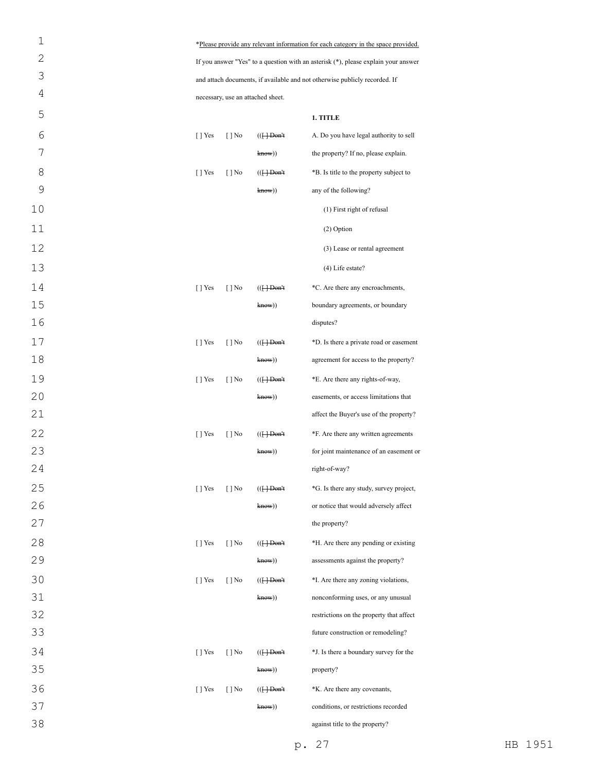*Please provide any relevant information for each category in the space provided.

If you answer "Yes" to a question with an asterisk (*), please explain your answer and attach documents, if available and not otherwise publicly recorded. If necessary, use an attached sheet.

**1. TITLE**

| | | | |
|---|---|---|---|
| [ ] Yes | [ ] No | (([ ] Don't know)) | A. Do you have legal authority to sell the property? If no, please explain. |
| [ ] Yes | [ ] No | (([ ] Don't know)) | *B. Is title to the property subject to any of the following?<br>(1) First right of refusal<br>(2) Option<br>(3) Lease or rental agreement<br>(4) Life estate? |
| [ ] Yes | [ ] No | (([ ] Don't know)) | *C. Are there any encroachments, boundary agreements, or boundary disputes? |
| [ ] Yes | [ ] No | (([ ] Don't know)) | *D. Is there a private road or easement agreement for access to the property? |
| [ ] Yes | [ ] No | (([ ] Don't know)) | *E. Are there any rights-of-way, easements, or access limitations that affect the Buyer's use of the property? |
| [ ] Yes | [ ] No | (([ ] Don't know)) | *F. Are there any written agreements for joint maintenance of an easement or right-of-way? |
| [ ] Yes | [ ] No | (([ ] Don't know)) | *G. Is there any study, survey project, or notice that would adversely affect the property? |
| [ ] Yes | [ ] No | (([ ] Don't know)) | *H. Are there any pending or existing assessments against the property? |
| [ ] Yes | [ ] No | (([ ] Don't know)) | *I. Are there any zoning violations, nonconforming uses, or any unusual restrictions on the property that affect future construction or remodeling? |
| [ ] Yes | [ ] No | (([ ] Don't know)) | *J. Is there a boundary survey for the property? |
| [ ] Yes | [ ] No | (([ ] Don't know)) | *K. Are there any covenants, conditions, or restrictions recorded against title to the property? |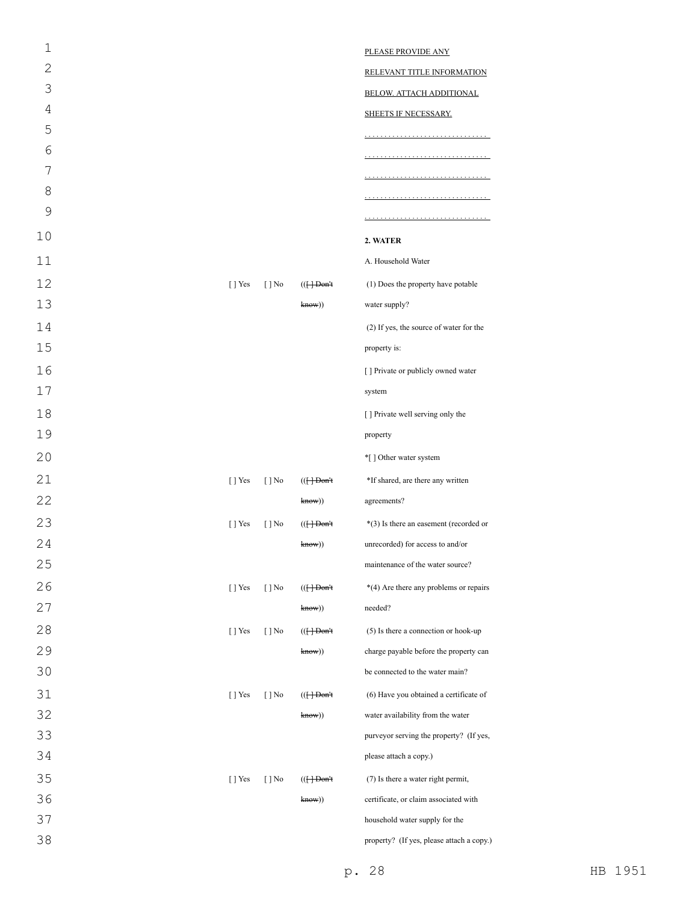PLEASE PROVIDE ANY RELEVANT TITLE INFORMATION BELOW. ATTACH ADDITIONAL SHEETS IF NECESSARY.

. . . . . . . . . . . . . . . . . . . . . . . . . . . . . .

. . . . . . . . . . . . . . . . . . . . . . . . . . . . . .

. . . . . . . . . . . . . . . . . . . . . . . . . . . . . .

. . . . . . . . . . . . . . . . . . . . . . . . . . . . . .

. . . . . . . . . . . . . . . . . . . . . . . . . . . . . .

**2. WATER**

A. Household Water

| | | | |
|---|---|---|---|
| [ ] Yes | [ ] No | (([ ] ~~Don't know~~)) | (1) Does the property have potable water supply? |
| | | | (2) If yes, the source of water for the property is: |
| | | | [ ] Private or publicly owned water system |
| | | | [ ] Private well serving only the property |
| | | | *[ ] Other water system |
| [ ] Yes | [ ] No | (([ ] ~~Don't know~~)) | *If shared, are there any written agreements? |
| [ ] Yes | [ ] No | (([ ] ~~Don't know~~)) | *(3) Is there an easement (recorded or unrecorded) for access to and/or maintenance of the water source? |
| [ ] Yes | [ ] No | (([ ] ~~Don't know~~)) | *(4) Are there any problems or repairs needed? |
| [ ] Yes | [ ] No | (([ ] ~~Don't know~~)) | (5) Is there a connection or hook-up charge payable before the property can be connected to the water main? |
| [ ] Yes | [ ] No | (([ ] ~~Don't know~~)) | (6) Have you obtained a certificate of water availability from the water purveyor serving the property? (If yes, please attach a copy.) |
| [ ] Yes | [ ] No | (([ ] ~~Don't know~~)) | (7) Is there a water right permit, certificate, or claim associated with household water supply for the property? (If yes, please attach a copy.) |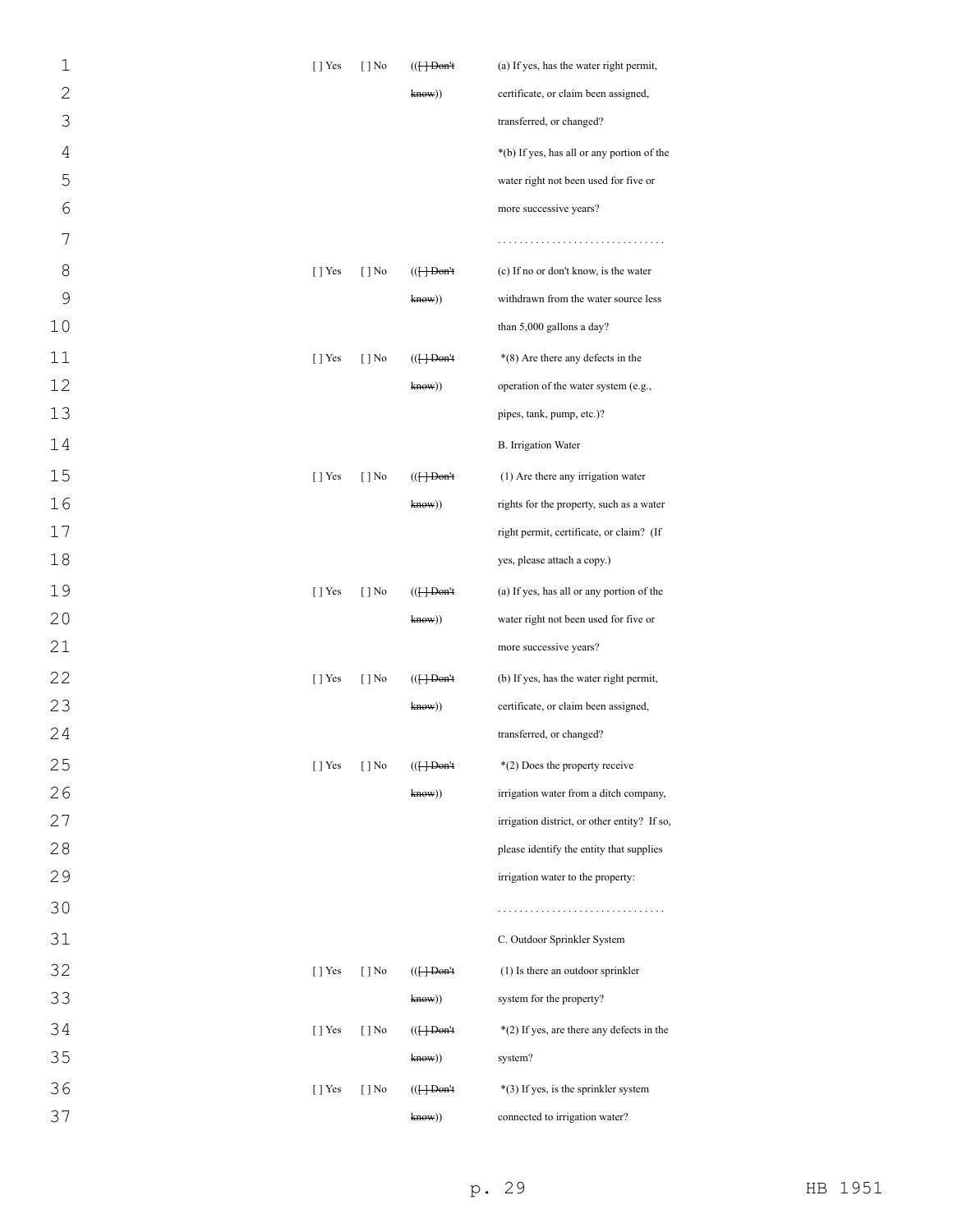| | | | |
|---|---|---|---|
| [ ] Yes | [ ] No | (([ ] Don't know)) | (a) If yes, has the water right permit, certificate, or claim been assigned, transferred, or changed? |
| | | | *(b) If yes, has all or any portion of the water right not been used for five or more successive years? |
| | | | . . . . . . . . . . . . . . . . . . . . . . . . . . . . . . |
| [ ] Yes | [ ] No | (([ ] Don't know)) | (c) If no or don't know, is the water withdrawn from the water source less than 5,000 gallons a day? |
| [ ] Yes | [ ] No | (([ ] Don't know)) | *(8) Are there any defects in the operation of the water system (e.g., pipes, tank, pump, etc.)? |
| | | | B. Irrigation Water |
| [ ] Yes | [ ] No | (([ ] Don't know)) | (1) Are there any irrigation water rights for the property, such as a water right permit, certificate, or claim? (If yes, please attach a copy.) |
| [ ] Yes | [ ] No | (([ ] Don't know)) | (a) If yes, has all or any portion of the water right not been used for five or more successive years? |
| [ ] Yes | [ ] No | (([ ] Don't know)) | (b) If yes, has the water right permit, certificate, or claim been assigned, transferred, or changed? |
| [ ] Yes | [ ] No | (([ ] Don't know)) | *(2) Does the property receive irrigation water from a ditch company, irrigation district, or other entity? If so, please identify the entity that supplies irrigation water to the property: |
| | | | . . . . . . . . . . . . . . . . . . . . . . . . . . . . . . |
| | | | C. Outdoor Sprinkler System |
| [ ] Yes | [ ] No | (([ ] Don't know)) | (1) Is there an outdoor sprinkler system for the property? |
| [ ] Yes | [ ] No | (([ ] Don't know)) | *(2) If yes, are there any defects in the system? |
| [ ] Yes | [ ] No | (([ ] Don't know)) | *(3) If yes, is the sprinkler system connected to irrigation water? |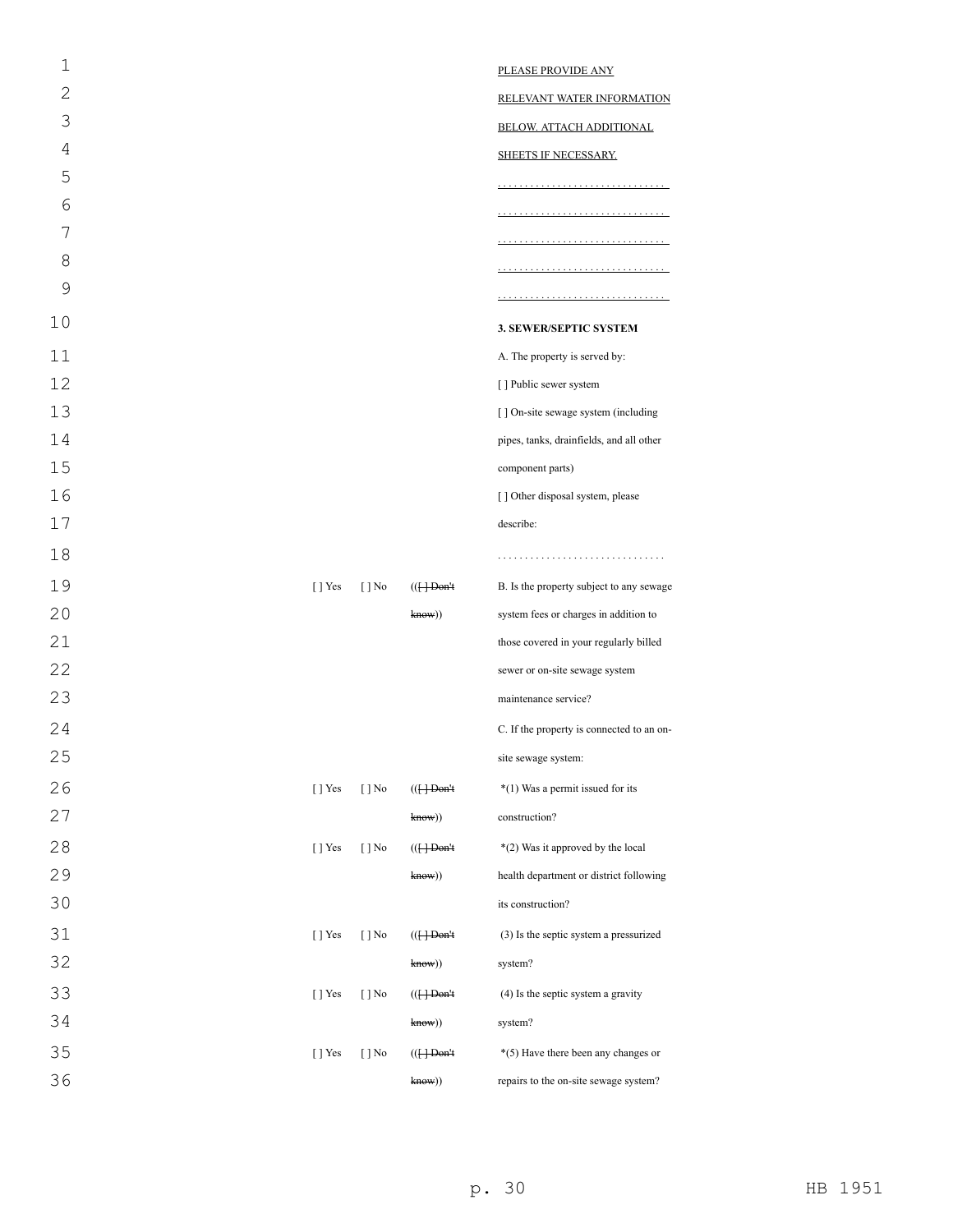PLEASE PROVIDE ANY RELEVANT WATER INFORMATION BELOW. ATTACH ADDITIONAL SHEETS IF NECESSARY.

. . . . . . . . . . . . . . . . . . . . . . . . . . . . . .

. . . . . . . . . . . . . . . . . . . . . . . . . . . . . .

. . . . . . . . . . . . . . . . . . . . . . . . . . . . . .

. . . . . . . . . . . . . . . . . . . . . . . . . . . . . .

. . . . . . . . . . . . . . . . . . . . . . . . . . . . . .

**3. SEWER/SEPTIC SYSTEM**

A. The property is served by:

[ ] Public sewer system

[ ] On-site sewage system (including pipes, tanks, drainfields, and all other component parts)

[ ] Other disposal system, please describe:

. . . . . . . . . . . . . . . . . . . . . . . . . . . . . .

| | | | |
|---|---|---|---|
| [ ] Yes | [ ] No | (([ ] ~~Don't know~~)) | B. Is the property subject to any sewage system fees or charges in addition to those covered in your regularly billed sewer or on-site sewage system maintenance service? |
| | | | C. If the property is connected to an on-site sewage system: |
| [ ] Yes | [ ] No | (([ ] ~~Don't know~~)) | *(1) Was a permit issued for its construction? |
| [ ] Yes | [ ] No | (([ ] ~~Don't know~~)) | *(2) Was it approved by the local health department or district following its construction? |
| [ ] Yes | [ ] No | (([ ] ~~Don't know~~)) | (3) Is the septic system a pressurized system? |
| [ ] Yes | [ ] No | (([ ] ~~Don't know~~)) | (4) Is the septic system a gravity system? |
| [ ] Yes | [ ] No | (([ ] ~~Don't know~~)) | *(5) Have there been any changes or repairs to the on-site sewage system? |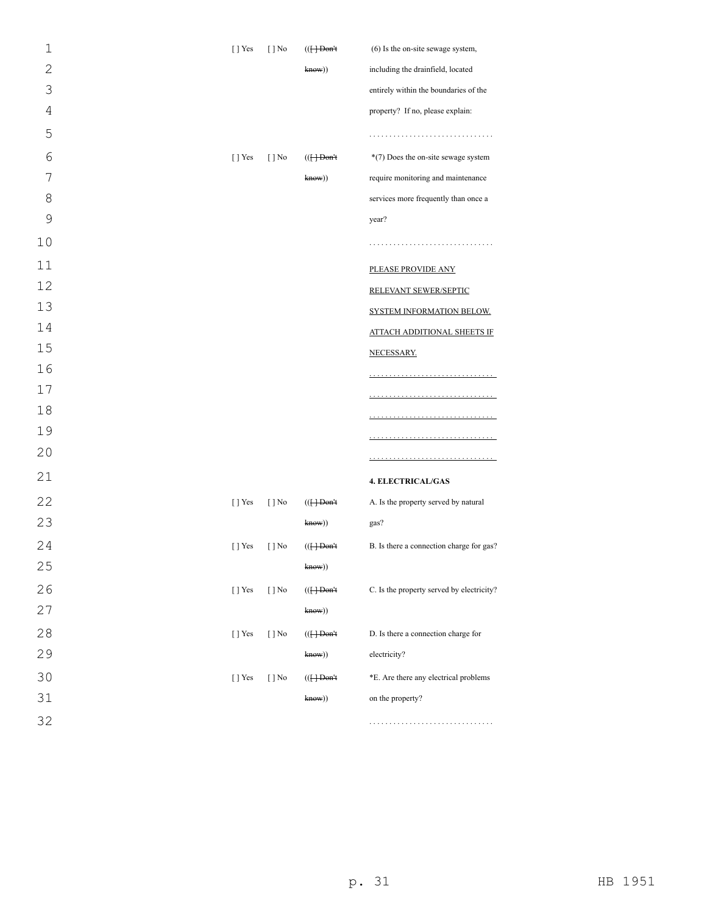| | | | |
|---|---|---|---|
| [ ] Yes | [ ] No | (([ ] ~~Don't know~~)) | (6) Is the on-site sewage system, including the drainfield, located entirely within the boundaries of the property? If no, please explain: |
| | | | . . . . . . . . . . . . . . . . . . . . . . . . . . . . . . |
| [ ] Yes | [ ] No | (([ ] ~~Don't know~~)) | *(7) Does the on-site sewage system require monitoring and maintenance services more frequently than once a year? |
| | | | . . . . . . . . . . . . . . . . . . . . . . . . . . . . . . |
| | | | <u>PLEASE PROVIDE ANY RELEVANT SEWER/SEPTIC SYSTEM INFORMATION BELOW. ATTACH ADDITIONAL SHEETS IF NECESSARY.</u> |
| | | | <u>. . . . . . . . . . . . . . . . . . . . . . . . . . . . . .</u> |
| | | | <u>. . . . . . . . . . . . . . . . . . . . . . . . . . . . . .</u> |
| | | | <u>. . . . . . . . . . . . . . . . . . . . . . . . . . . . . .</u> |
| | | | <u>. . . . . . . . . . . . . . . . . . . . . . . . . . . . . .</u> |
| | | | <u>. . . . . . . . . . . . . . . . . . . . . . . . . . . . . .</u> |
| | | | **4. ELECTRICAL/GAS** |
| [ ] Yes | [ ] No | (([ ] ~~Don't know~~)) | A. Is the property served by natural gas? |
| [ ] Yes | [ ] No | (([ ] ~~Don't know~~)) | B. Is there a connection charge for gas? |
| [ ] Yes | [ ] No | (([ ] ~~Don't know~~)) | C. Is the property served by electricity? |
| [ ] Yes | [ ] No | (([ ] ~~Don't know~~)) | D. Is there a connection charge for electricity? |
| [ ] Yes | [ ] No | (([ ] ~~Don't know~~)) | *E. Are there any electrical problems on the property? |
| | | | . . . . . . . . . . . . . . . . . . . . . . . . . . . . . . |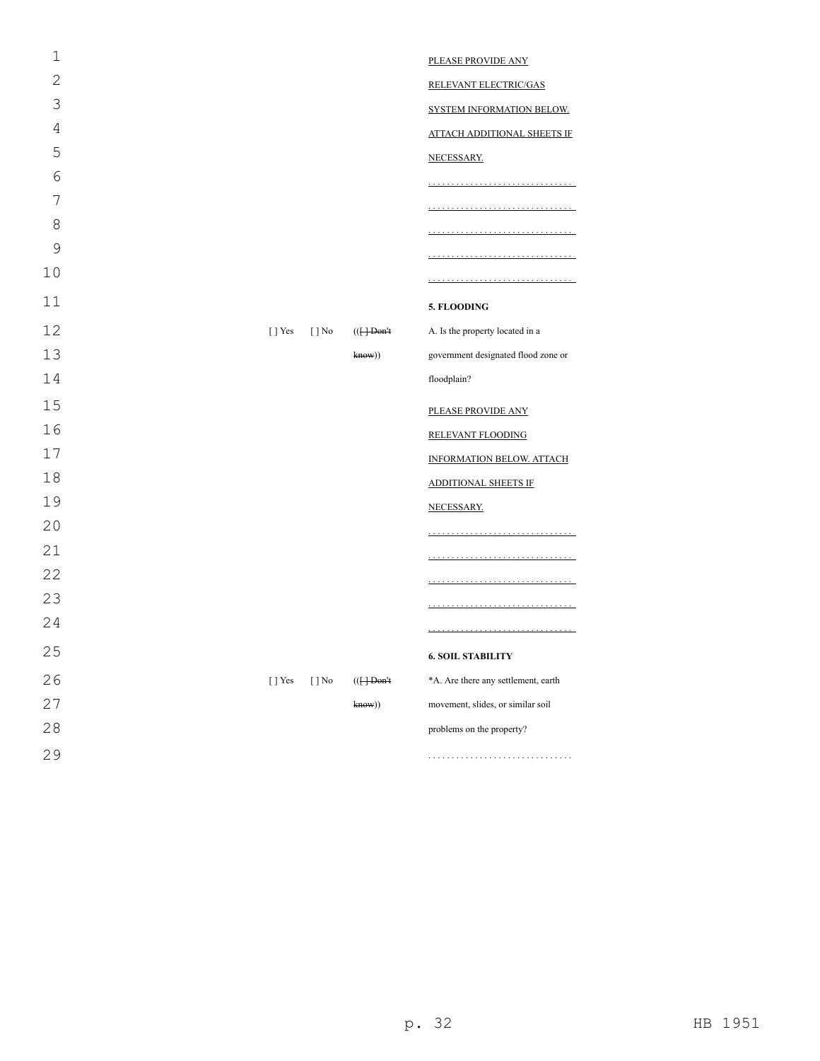PLEASE PROVIDE ANY RELEVANT ELECTRIC/GAS SYSTEM INFORMATION BELOW. ATTACH ADDITIONAL SHEETS IF NECESSARY.

. . . . . . . . . . . . . . . . . . . . . . . . . . . . . .

. . . . . . . . . . . . . . . . . . . . . . . . . . . . . .

. . . . . . . . . . . . . . . . . . . . . . . . . . . . . .

. . . . . . . . . . . . . . . . . . . . . . . . . . . . . .

. . . . . . . . . . . . . . . . . . . . . . . . . . . . . .

**5. FLOODING**

[ ] Yes [ ] No (([ ] ~~Don't know~~)) A. Is the property located in a government designated flood zone or floodplain?

PLEASE PROVIDE ANY RELEVANT FLOODING INFORMATION BELOW. ATTACH ADDITIONAL SHEETS IF NECESSARY.

. . . . . . . . . . . . . . . . . . . . . . . . . . . . . .

. . . . . . . . . . . . . . . . . . . . . . . . . . . . . .

. . . . . . . . . . . . . . . . . . . . . . . . . . . . . .

. . . . . . . . . . . . . . . . . . . . . . . . . . . . . .

. . . . . . . . . . . . . . . . . . . . . . . . . . . . . .

**6. SOIL STABILITY**

[ ] Yes [ ] No (([ ] ~~Don't know~~)) *A. Are there any settlement, earth movement, slides, or similar soil problems on the property?

. . . . . . . . . . . . . . . . . . . . . . . . . . . . . .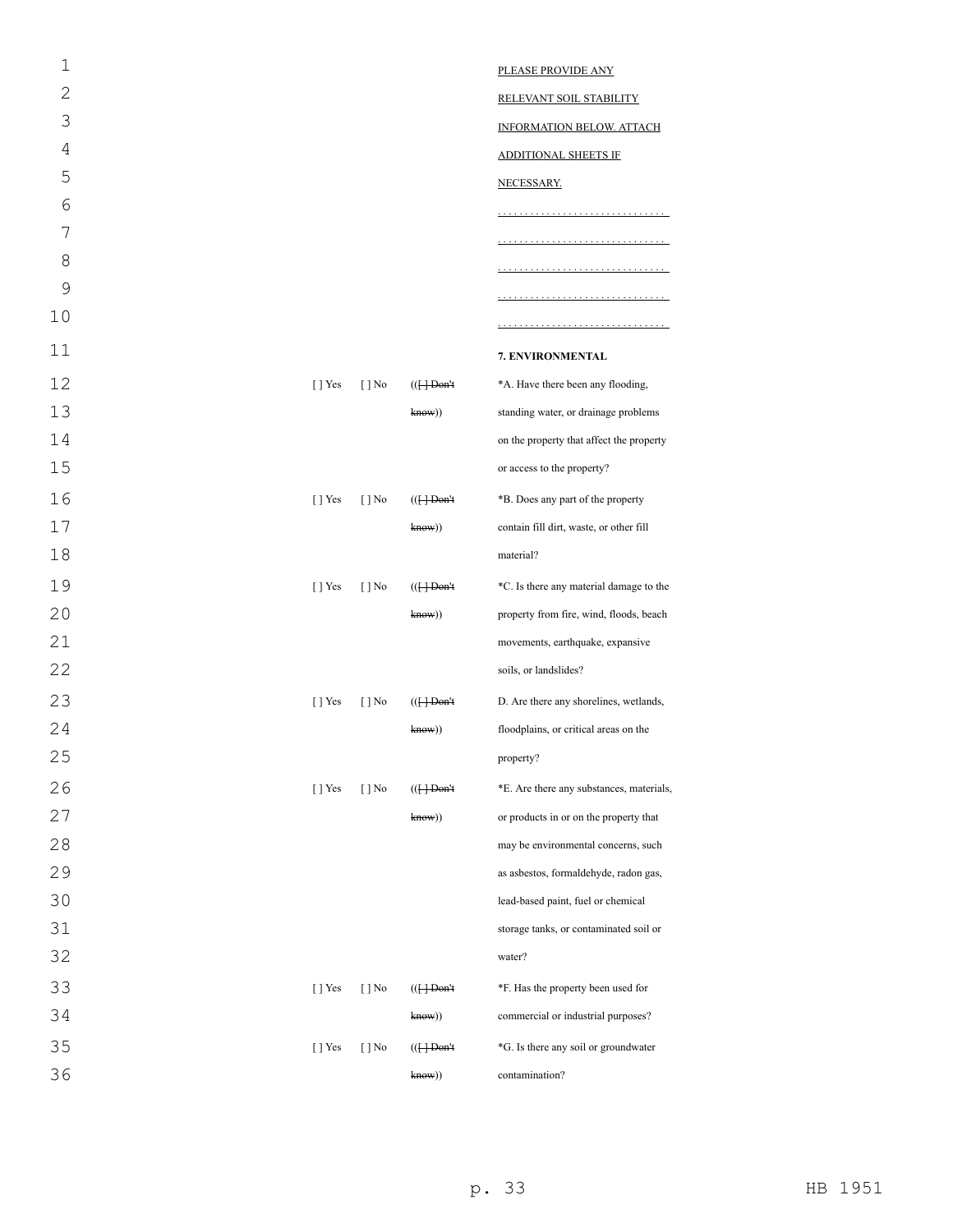PLEASE PROVIDE ANY RELEVANT SOIL STABILITY INFORMATION BELOW. ATTACH ADDITIONAL SHEETS IF NECESSARY.

. . . . . . . . . . . . . . . . . . . . . . . . . . . . . .

. . . . . . . . . . . . . . . . . . . . . . . . . . . . . .

. . . . . . . . . . . . . . . . . . . . . . . . . . . . . .

. . . . . . . . . . . . . . . . . . . . . . . . . . . . . .

. . . . . . . . . . . . . . . . . . . . . . . . . . . . . .

**7. ENVIRONMENTAL**

| | | | |
|---|---|---|---|
| [ ] Yes | [ ] No | (([ ] ~~Don't know~~)) | *A. Have there been any flooding, standing water, or drainage problems on the property that affect the property or access to the property? |
| [ ] Yes | [ ] No | (([ ] ~~Don't know~~)) | *B. Does any part of the property contain fill dirt, waste, or other fill material? |
| [ ] Yes | [ ] No | (([ ] ~~Don't know~~)) | *C. Is there any material damage to the property from fire, wind, floods, beach movements, earthquake, expansive soils, or landslides? |
| [ ] Yes | [ ] No | (([ ] ~~Don't know~~)) | D. Are there any shorelines, wetlands, floodplains, or critical areas on the property? |
| [ ] Yes | [ ] No | (([ ] ~~Don't know~~)) | *E. Are there any substances, materials, or products in or on the property that may be environmental concerns, such as asbestos, formaldehyde, radon gas, lead-based paint, fuel or chemical storage tanks, or contaminated soil or water? |
| [ ] Yes | [ ] No | (([ ] ~~Don't know~~)) | *F. Has the property been used for commercial or industrial purposes? |
| [ ] Yes | [ ] No | (([ ] ~~Don't know~~)) | *G. Is there any soil or groundwater contamination? |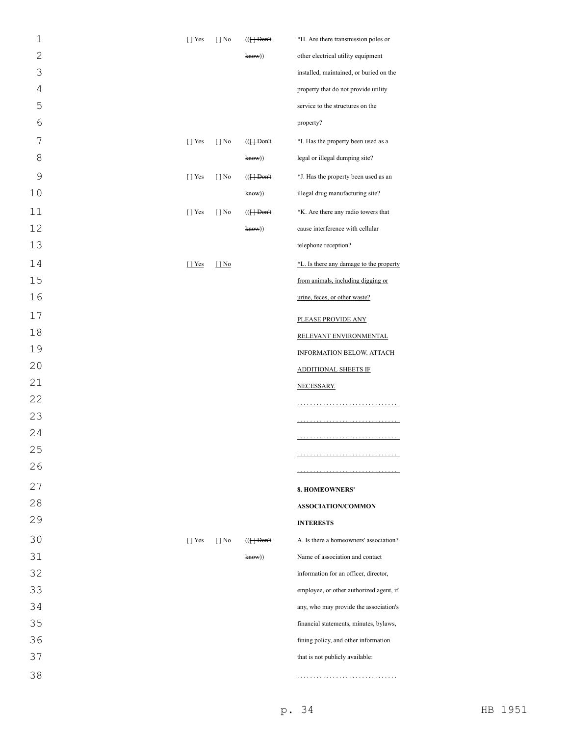| | | | |
|---|---|---|---|
| [ ] Yes | [ ] No | (([ ] Don't know)) | *H. Are there transmission poles or other electrical utility equipment installed, maintained, or buried on the property that do not provide utility service to the structures on the property? |
| [ ] Yes | [ ] No | (([ ] Don't know)) | *I. Has the property been used as a legal or illegal dumping site? |
| [ ] Yes | [ ] No | (([ ] Don't know)) | *J. Has the property been used as an illegal drug manufacturing site? |
| [ ] Yes | [ ] No | (([ ] Don't know)) | *K. Are there any radio towers that cause interference with cellular telephone reception? |
| [ ] Yes | [ ] No | | *L. Is there any damage to the property from animals, including digging or urine, feces, or other waste? |
| | | | PLEASE PROVIDE ANY RELEVANT ENVIRONMENTAL INFORMATION BELOW. ATTACH ADDITIONAL SHEETS IF NECESSARY. |
| | | | ............................... |
| | | | ............................... |
| | | | ............................... |
| | | | ............................... |
| | | | ............................... |
| | | | **8. HOMEOWNERS' ASSOCIATION/COMMON INTERESTS** |
| [ ] Yes | [ ] No | (([ ] Don't know)) | A. Is there a homeowners' association? Name of association and contact information for an officer, director, employee, or other authorized agent, if any, who may provide the association's financial statements, minutes, bylaws, fining policy, and other information that is not publicly available: |
| | | | ............................... |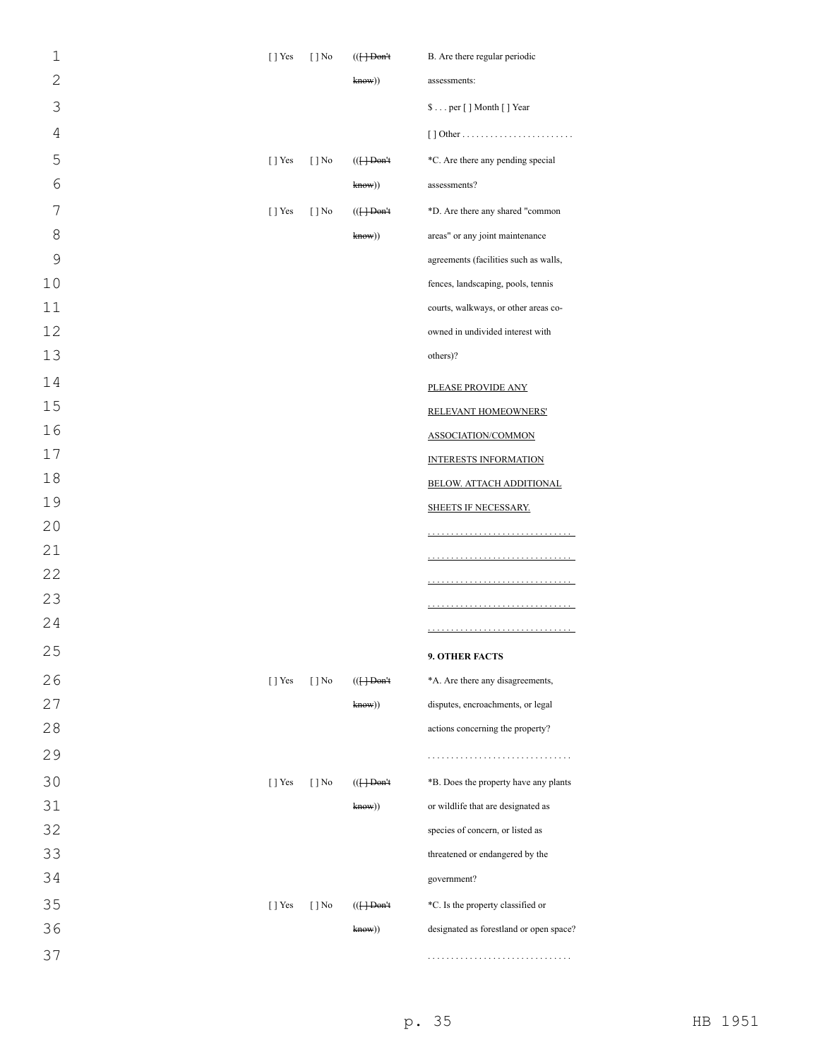| | | | |
|---|---|---|---|
| [ ] Yes | [ ] No | (([ ] Don't know)) | B. Are there regular periodic assessments: |
| | | | $ . . . per [ ] Month [ ] Year |
| | | | [ ] Other . . . . . . . . . . . . . . . . . . . . . . . . |
| [ ] Yes | [ ] No | (([ ] Don't know)) | *C. Are there any pending special assessments? |
| [ ] Yes | [ ] No | (([ ] Don't know)) | *D. Are there any shared "common areas" or any joint maintenance agreements (facilities such as walls, fences, landscaping, pools, tennis courts, walkways, or other areas co-owned in undivided interest with others)? |
| | | | PLEASE PROVIDE ANY RELEVANT HOMEOWNERS' ASSOCIATION/COMMON INTERESTS INFORMATION BELOW. ATTACH ADDITIONAL SHEETS IF NECESSARY. |
| | | | . . . . . . . . . . . . . . . . . . . . . . . . . . . . . . |
| | | | . . . . . . . . . . . . . . . . . . . . . . . . . . . . . . |
| | | | . . . . . . . . . . . . . . . . . . . . . . . . . . . . . . |
| | | | . . . . . . . . . . . . . . . . . . . . . . . . . . . . . . |
| | | | . . . . . . . . . . . . . . . . . . . . . . . . . . . . . . |
| | | | **9. OTHER FACTS** |
| [ ] Yes | [ ] No | (([ ] Don't know)) | *A. Are there any disagreements, disputes, encroachments, or legal actions concerning the property? |
| | | | . . . . . . . . . . . . . . . . . . . . . . . . . . . . . . |
| [ ] Yes | [ ] No | (([ ] Don't know)) | *B. Does the property have any plants or wildlife that are designated as species of concern, or listed as threatened or endangered by the government? |
| [ ] Yes | [ ] No | (([ ] Don't know)) | *C. Is the property classified or designated as forestland or open space? |
| | | | . . . . . . . . . . . . . . . . . . . . . . . . . . . . . . |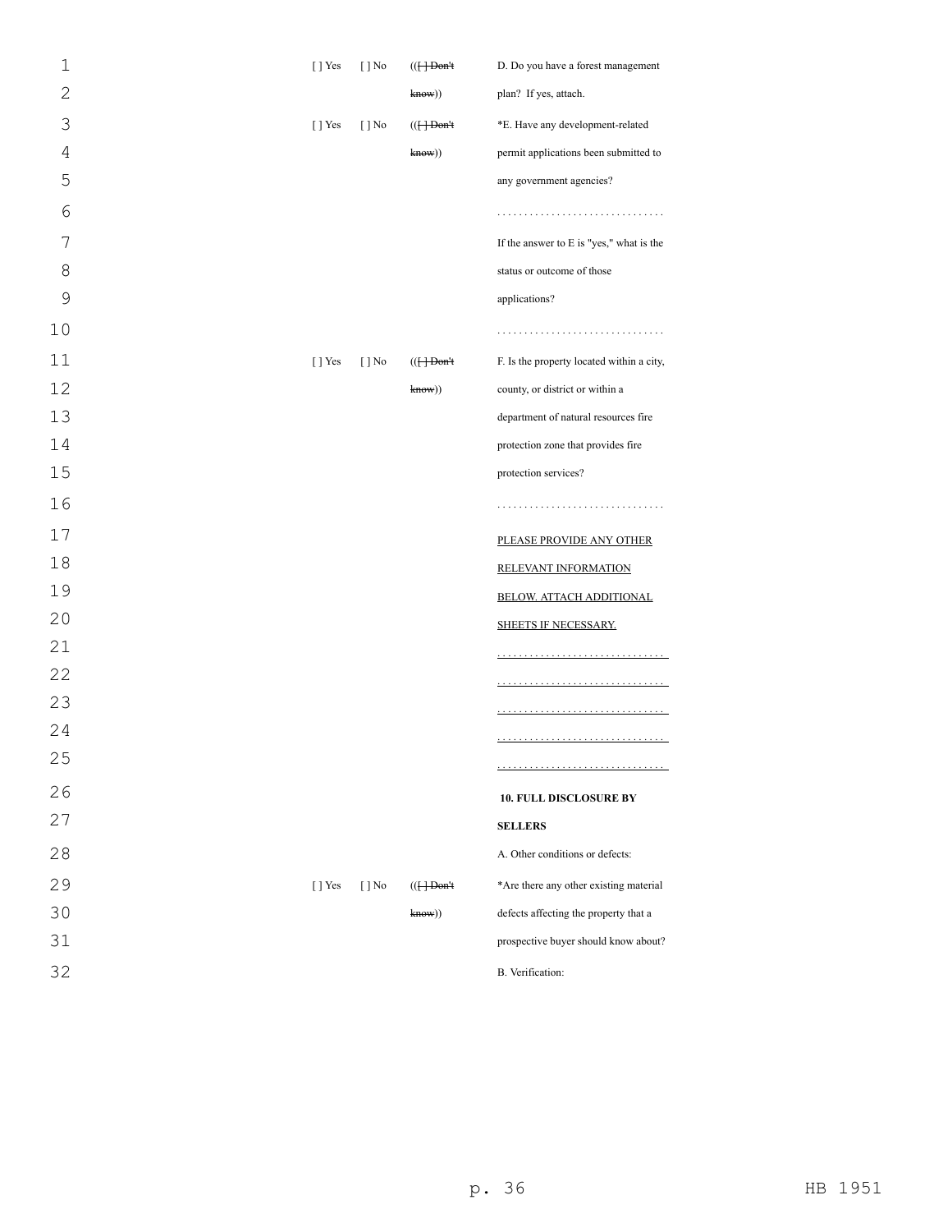| | | | |
|---|---|---|---|
| [ ] Yes | [ ] No | (([ ] Don't know)) | D. Do you have a forest management plan? If yes, attach. |
| [ ] Yes | [ ] No | (([ ] Don't know)) | *E. Have any development-related permit applications been submitted to any government agencies? |
| | | | . . . . . . . . . . . . . . . . . . . . . . . . . . . . . . |
| | | | If the answer to E is "yes," what is the status or outcome of those applications? |
| | | | . . . . . . . . . . . . . . . . . . . . . . . . . . . . . . |
| [ ] Yes | [ ] No | (([ ] Don't know)) | F. Is the property located within a city, county, or district or within a department of natural resources fire protection zone that provides fire protection services? |
| | | | . . . . . . . . . . . . . . . . . . . . . . . . . . . . . . |
| | | | PLEASE PROVIDE ANY OTHER RELEVANT INFORMATION BELOW. ATTACH ADDITIONAL SHEETS IF NECESSARY. |
| | | | . . . . . . . . . . . . . . . . . . . . . . . . . . . . . . |
| | | | . . . . . . . . . . . . . . . . . . . . . . . . . . . . . . |
| | | | . . . . . . . . . . . . . . . . . . . . . . . . . . . . . . |
| | | | . . . . . . . . . . . . . . . . . . . . . . . . . . . . . . |
| | | | . . . . . . . . . . . . . . . . . . . . . . . . . . . . . . |
| | | | **10. FULL DISCLOSURE BY SELLERS** |
| | | | A. Other conditions or defects: |
| [ ] Yes | [ ] No | (([ ] Don't know)) | *Are there any other existing material defects affecting the property that a prospective buyer should know about? |
| | | | B. Verification: |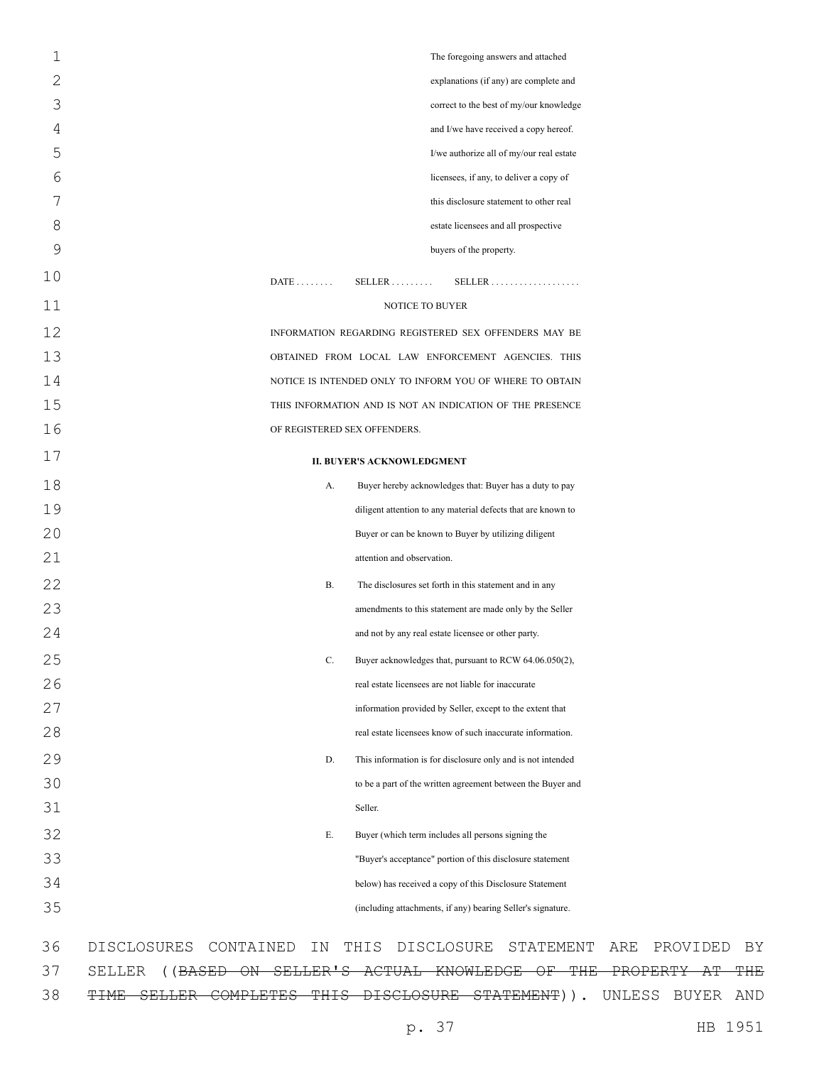The foregoing answers and attached explanations (if any) are complete and correct to the best of my/our knowledge and I/we have received a copy hereof. I/we authorize all of my/our real estate licensees, if any, to deliver a copy of this disclosure statement to other real estate licensees and all prospective buyers of the property.

DATE . . . . . . . . SELLER . . . . . . . . . SELLER . . . . . . . . . . . . . . . . . .

NOTICE TO BUYER

INFORMATION REGARDING REGISTERED SEX OFFENDERS MAY BE OBTAINED FROM LOCAL LAW ENFORCEMENT AGENCIES. THIS NOTICE IS INTENDED ONLY TO INFORM YOU OF WHERE TO OBTAIN THIS INFORMATION AND IS NOT AN INDICATION OF THE PRESENCE OF REGISTERED SEX OFFENDERS.

**II. BUYER'S ACKNOWLEDGMENT**

A. Buyer hereby acknowledges that: Buyer has a duty to pay diligent attention to any material defects that are known to Buyer or can be known to Buyer by utilizing diligent attention and observation.

B. The disclosures set forth in this statement and in any amendments to this statement are made only by the Seller and not by any real estate licensee or other party.

C. Buyer acknowledges that, pursuant to RCW 64.06.050(2), real estate licensees are not liable for inaccurate information provided by Seller, except to the extent that real estate licensees know of such inaccurate information.

D. This information is for disclosure only and is not intended to be a part of the written agreement between the Buyer and Seller.

E. Buyer (which term includes all persons signing the "Buyer's acceptance" portion of this disclosure statement below) has received a copy of this Disclosure Statement (including attachments, if any) bearing Seller's signature.

DISCLOSURES CONTAINED IN THIS DISCLOSURE STATEMENT ARE PROVIDED BY SELLER ((~~BASED ON SELLER'S ACTUAL KNOWLEDGE OF THE PROPERTY AT THE TIME SELLER COMPLETES THIS DISCLOSURE STATEMENT~~)). UNLESS BUYER AND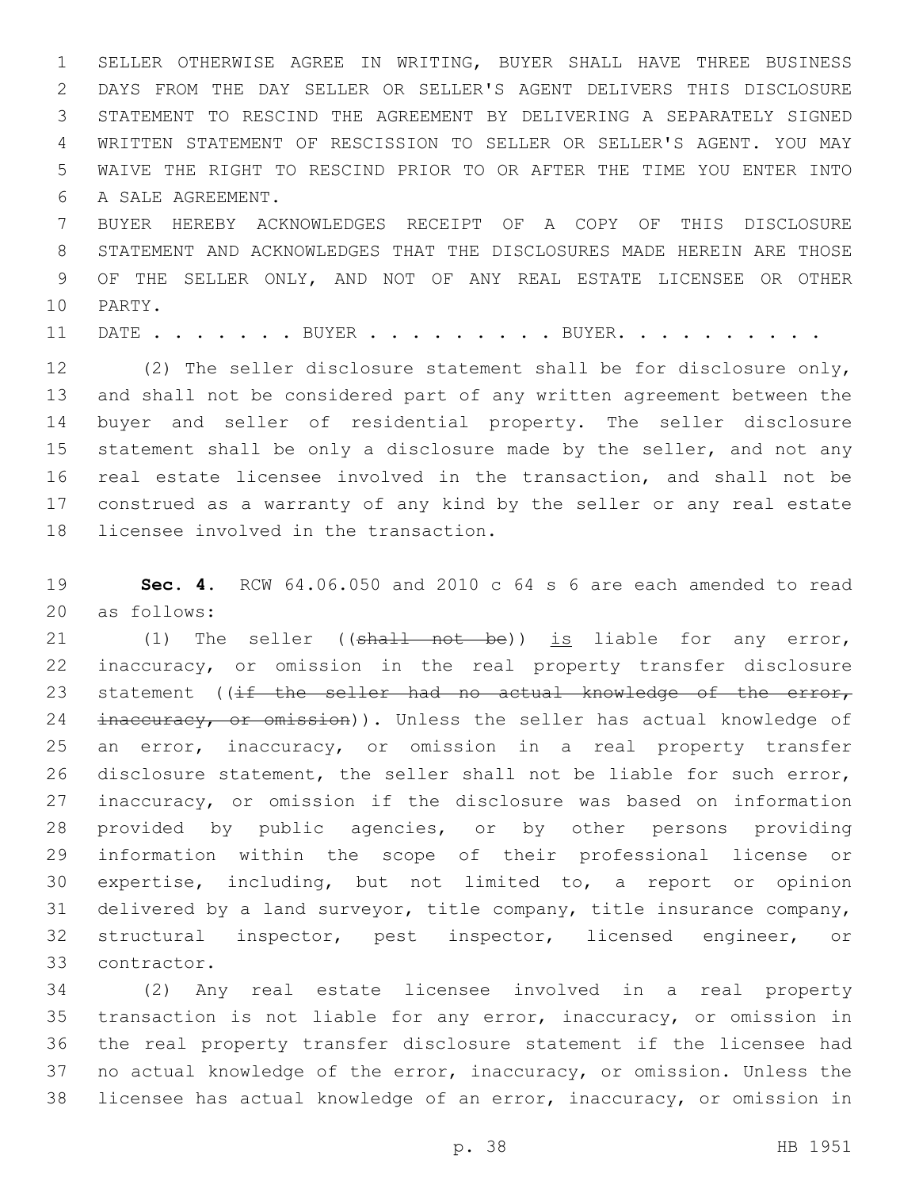SELLER OTHERWISE AGREE IN WRITING, BUYER SHALL HAVE THREE BUSINESS DAYS FROM THE DAY SELLER OR SELLER'S AGENT DELIVERS THIS DISCLOSURE STATEMENT TO RESCIND THE AGREEMENT BY DELIVERING A SEPARATELY SIGNED WRITTEN STATEMENT OF RESCISSION TO SELLER OR SELLER'S AGENT. YOU MAY WAIVE THE RIGHT TO RESCIND PRIOR TO OR AFTER THE TIME YOU ENTER INTO A SALE AGREEMENT.

BUYER HEREBY ACKNOWLEDGES RECEIPT OF A COPY OF THIS DISCLOSURE STATEMENT AND ACKNOWLEDGES THAT THE DISCLOSURES MADE HEREIN ARE THOSE OF THE SELLER ONLY, AND NOT OF ANY REAL ESTATE LICENSEE OR OTHER PARTY.

DATE . . . . . . . BUYER . . . . . . . . . . BUYER. . . . . . . . . .

(2) The seller disclosure statement shall be for disclosure only, and shall not be considered part of any written agreement between the buyer and seller of residential property. The seller disclosure statement shall be only a disclosure made by the seller, and not any real estate licensee involved in the transaction, and shall not be construed as a warranty of any kind by the seller or any real estate licensee involved in the transaction.

**Sec. 4.** RCW 64.06.050 and 2010 c 64 s 6 are each amended to read as follows:

(1) The seller ((~~shall not be~~)) <u>is</u> liable for any error, inaccuracy, or omission in the real property transfer disclosure statement ((~~if the seller had no actual knowledge of the error, inaccuracy, or omission~~)). Unless the seller has actual knowledge of an error, inaccuracy, or omission in a real property transfer disclosure statement, the seller shall not be liable for such error, inaccuracy, or omission if the disclosure was based on information provided by public agencies, or by other persons providing information within the scope of their professional license or expertise, including, but not limited to, a report or opinion delivered by a land surveyor, title company, title insurance company, structural inspector, pest inspector, licensed engineer, or contractor.

(2) Any real estate licensee involved in a real property transaction is not liable for any error, inaccuracy, or omission in the real property transfer disclosure statement if the licensee had no actual knowledge of the error, inaccuracy, or omission. Unless the licensee has actual knowledge of an error, inaccuracy, or omission in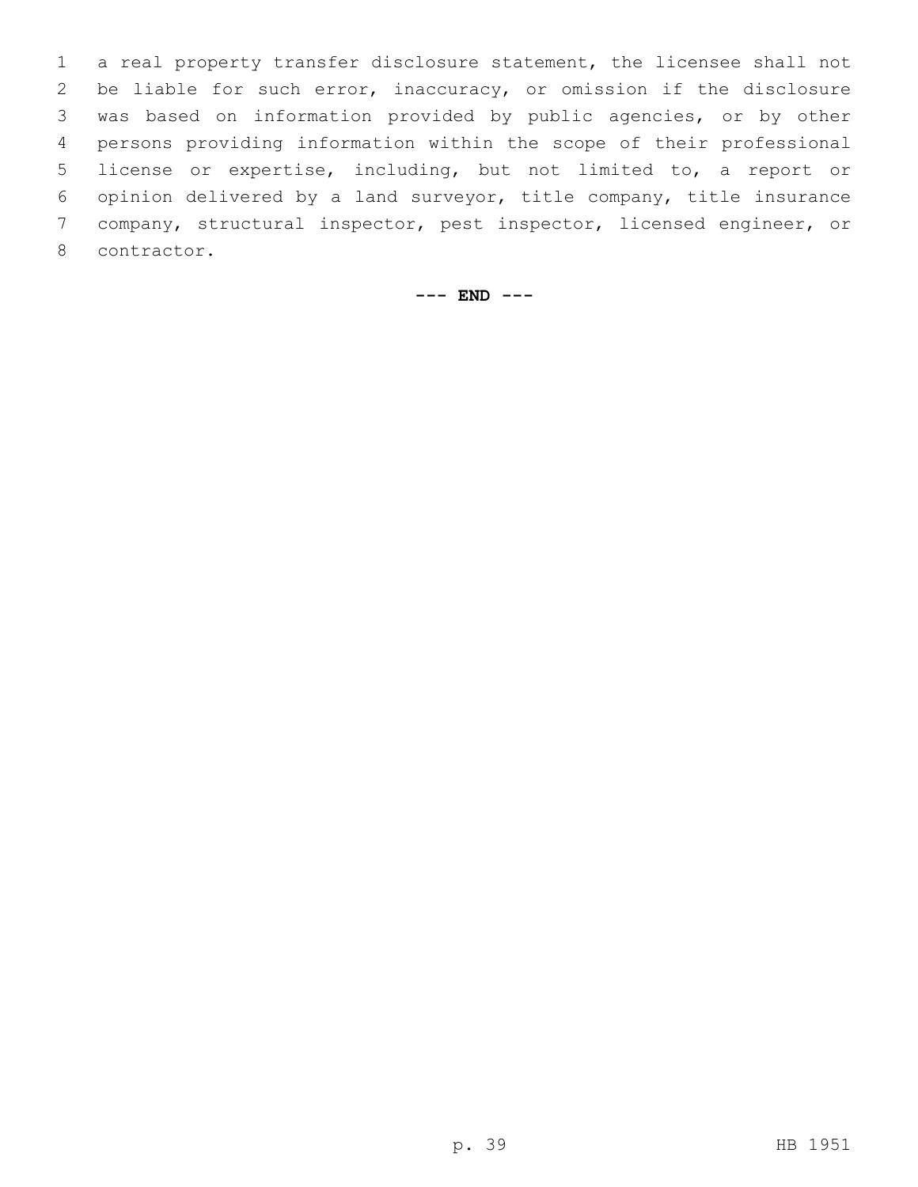a real property transfer disclosure statement, the licensee shall not be liable for such error, inaccuracy, or omission if the disclosure was based on information provided by public agencies, or by other persons providing information within the scope of their professional license or expertise, including, but not limited to, a report or opinion delivered by a land surveyor, title company, title insurance company, structural inspector, pest inspector, licensed engineer, or contractor.

**--- END ---**